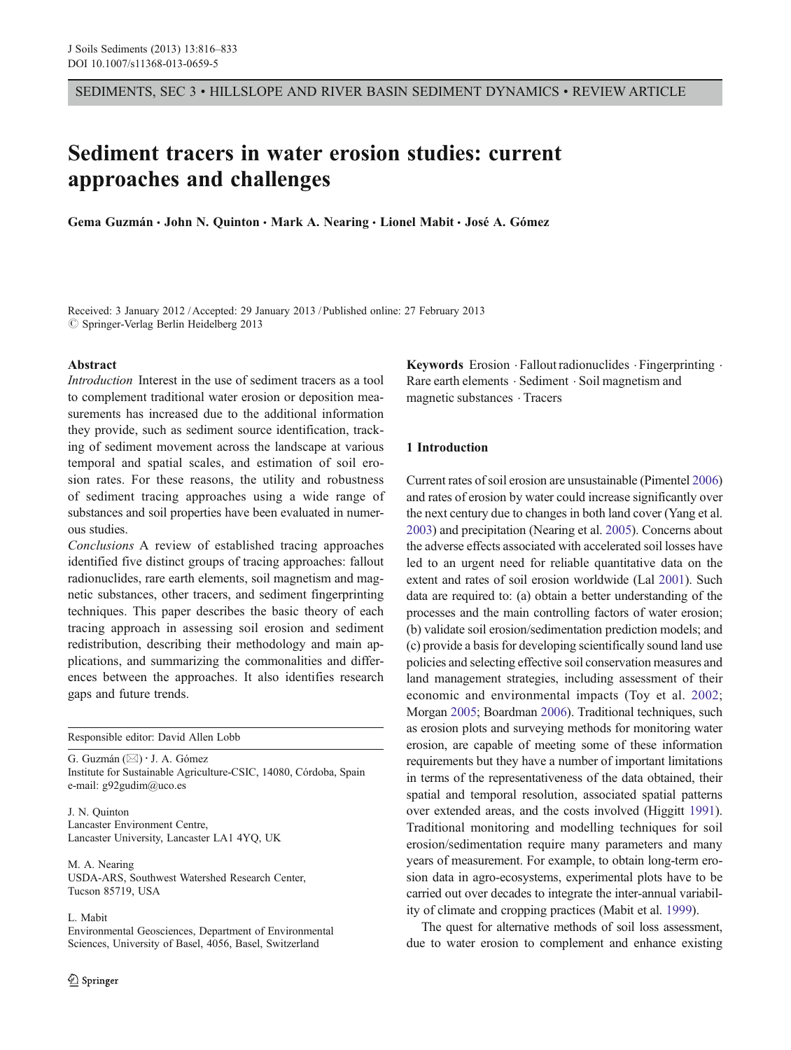SEDIMENTS, SEC 3 • HILLSLOPE AND RIVER BASIN SEDIMENT DYNAMICS • REVIEW ARTICLE

# Sediment tracers in water erosion studies: current approaches and challenges

**Gema Guzmán · John N. Quinton · Mark A. Nearing · Lionel Mabit · José A. Gómez**

Received: 3 January 2012 / Accepted: 29 January 2013 / Published online: 27 February 2013
© Springer-Verlag Berlin Heidelberg 2013

## Abstract

*Introduction* Interest in the use of sediment tracers as a tool to complement traditional water erosion or deposition measurements has increased due to the additional information they provide, such as sediment source identification, tracking of sediment movement across the landscape at various temporal and spatial scales, and estimation of soil erosion rates. For these reasons, the utility and robustness of sediment tracing approaches using a wide range of substances and soil properties have been evaluated in numerous studies.

*Conclusions* A review of established tracing approaches identified five distinct groups of tracing approaches: fallout radionuclides, rare earth elements, soil magnetism and magnetic substances, other tracers, and sediment fingerprinting techniques. This paper describes the basic theory of each tracing approach in assessing soil erosion and sediment redistribution, describing their methodology and main applications, and summarizing the commonalities and differences between the approaches. It also identifies research gaps and future trends.

**Keywords** Erosion · Fallout radionuclides · Fingerprinting · Rare earth elements · Sediment · Soil magnetism and magnetic substances · Tracers

Responsible editor: David Allen Lobb

G. Guzmán (✉) · J. A. Gómez
Institute for Sustainable Agriculture-CSIC, 14080, Córdoba, Spain
e-mail: g92gudim@uco.es

J. N. Quinton
Lancaster Environment Centre,
Lancaster University, Lancaster LA1 4YQ, UK

M. A. Nearing
USDA-ARS, Southwest Watershed Research Center,
Tucson 85719, USA

L. Mabit
Environmental Geosciences, Department of Environmental Sciences, University of Basel, 4056, Basel, Switzerland

## 1 Introduction

Current rates of soil erosion are unsustainable (Pimentel 2006) and rates of erosion by water could increase significantly over the next century due to changes in both land cover (Yang et al. 2003) and precipitation (Nearing et al. 2005). Concerns about the adverse effects associated with accelerated soil losses have led to an urgent need for reliable quantitative data on the extent and rates of soil erosion worldwide (Lal 2001). Such data are required to: (a) obtain a better understanding of the processes and the main controlling factors of water erosion; (b) validate soil erosion/sedimentation prediction models; and (c) provide a basis for developing scientifically sound land use policies and selecting effective soil conservation measures and land management strategies, including assessment of their economic and environmental impacts (Toy et al. 2002; Morgan 2005; Boardman 2006). Traditional techniques, such as erosion plots and surveying methods for monitoring water erosion, are capable of meeting some of these information requirements but they have a number of important limitations in terms of the representativeness of the data obtained, their spatial and temporal resolution, associated spatial patterns over extended areas, and the costs involved (Higgitt 1991). Traditional monitoring and modelling techniques for soil erosion/sedimentation require many parameters and many years of measurement. For example, to obtain long-term erosion data in agro-ecosystems, experimental plots have to be carried out over decades to integrate the inter-annual variability of climate and cropping practices (Mabit et al. 1999).

The quest for alternative methods of soil loss assessment, due to water erosion to complement and enhance existing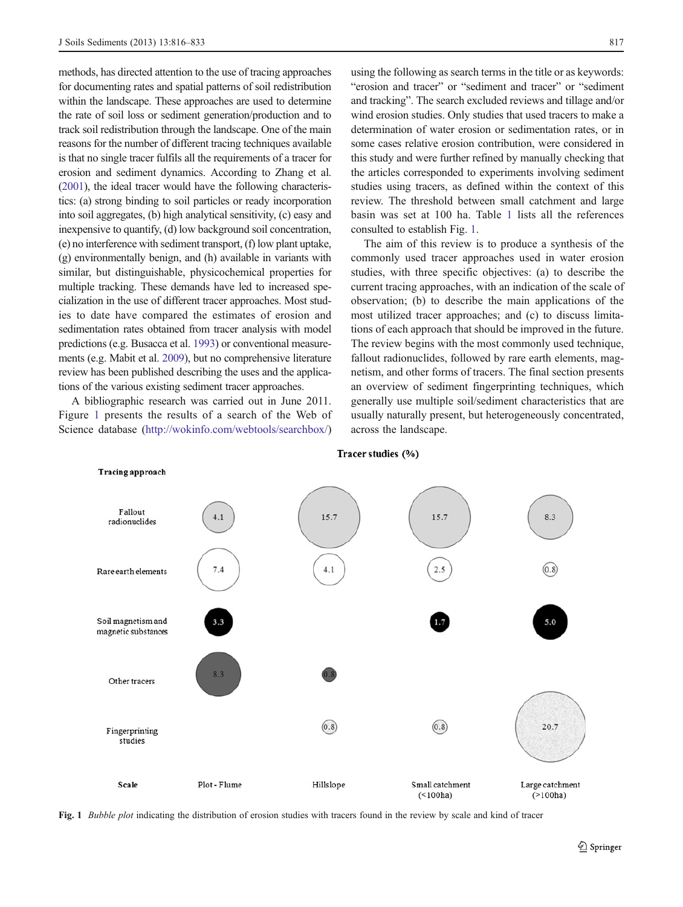methods, has directed attention to the use of tracing approaches for documenting rates and spatial patterns of soil redistribution within the landscape. These approaches are used to determine the rate of soil loss or sediment generation/production and to track soil redistribution through the landscape. One of the main reasons for the number of different tracing techniques available is that no single tracer fulfils all the requirements of a tracer for erosion and sediment dynamics. According to Zhang et al. (2001), the ideal tracer would have the following characteristics: (a) strong binding to soil particles or ready incorporation into soil aggregates, (b) high analytical sensitivity, (c) easy and inexpensive to quantify, (d) low background soil concentration, (e) no interference with sediment transport, (f) low plant uptake, (g) environmentally benign, and (h) available in variants with similar, but distinguishable, physicochemical properties for multiple tracking. These demands have led to increased specialization in the use of different tracer approaches. Most studies to date have compared the estimates of erosion and sedimentation rates obtained from tracer analysis with model predictions (e.g. Busacca et al. 1993) or conventional measurements (e.g. Mabit et al. 2009), but no comprehensive literature review has been published describing the uses and the applications of the various existing sediment tracer approaches.

A bibliographic research was carried out in June 2011. Figure 1 presents the results of a search of the Web of Science database (http://wokinfo.com/webtools/searchbox/) using the following as search terms in the title or as keywords: "erosion and tracer" or "sediment and tracer" or "sediment and tracking". The search excluded reviews and tillage and/or wind erosion studies. Only studies that used tracers to make a determination of water erosion or sedimentation rates, or in some cases relative erosion contribution, were considered in this study and were further refined by manually checking that the articles corresponded to experiments involving sediment studies using tracers, as defined within the context of this review. The threshold between small catchment and large basin was set at 100 ha. Table 1 lists all the references consulted to establish Fig. 1.

The aim of this review is to produce a synthesis of the commonly used tracer approaches used in water erosion studies, with three specific objectives: (a) to describe the current tracing approaches, with an indication of the scale of observation; (b) to describe the main applications of the most utilized tracer approaches; and (c) to discuss limitations of each approach that should be improved in the future. The review begins with the most commonly used technique, fallout radionuclides, followed by rare earth elements, magnetism, and other forms of tracers. The final section presents an overview of sediment fingerprinting techniques, which generally use multiple soil/sediment characteristics that are usually naturally present, but heterogeneously concentrated, across the landscape.

**Tracer studies (%)**

| Tracing approach | Plot - Flume | Hillslope | Small catchment (<100ha) | Large catchment (>100ha) |
|---|---|---|---|---|
| Fallout radionuclides | 4.1 | 15.7 | 15.7 | 8.3 |
| Rare earth elements | 7.4 | 4.1 | 2.5 | 0.8 |
| Soil magnetism and magnetic substances | 3.3 | | 1.7 | 5.0 |
| Other tracers | 8.3 | 0.8 | | |
| Fingerprinting studies | | 0.8 | 0.8 | 20.7 |

**Fig. 1** *Bubble plot* indicating the distribution of erosion studies with tracers found in the review by scale and kind of tracer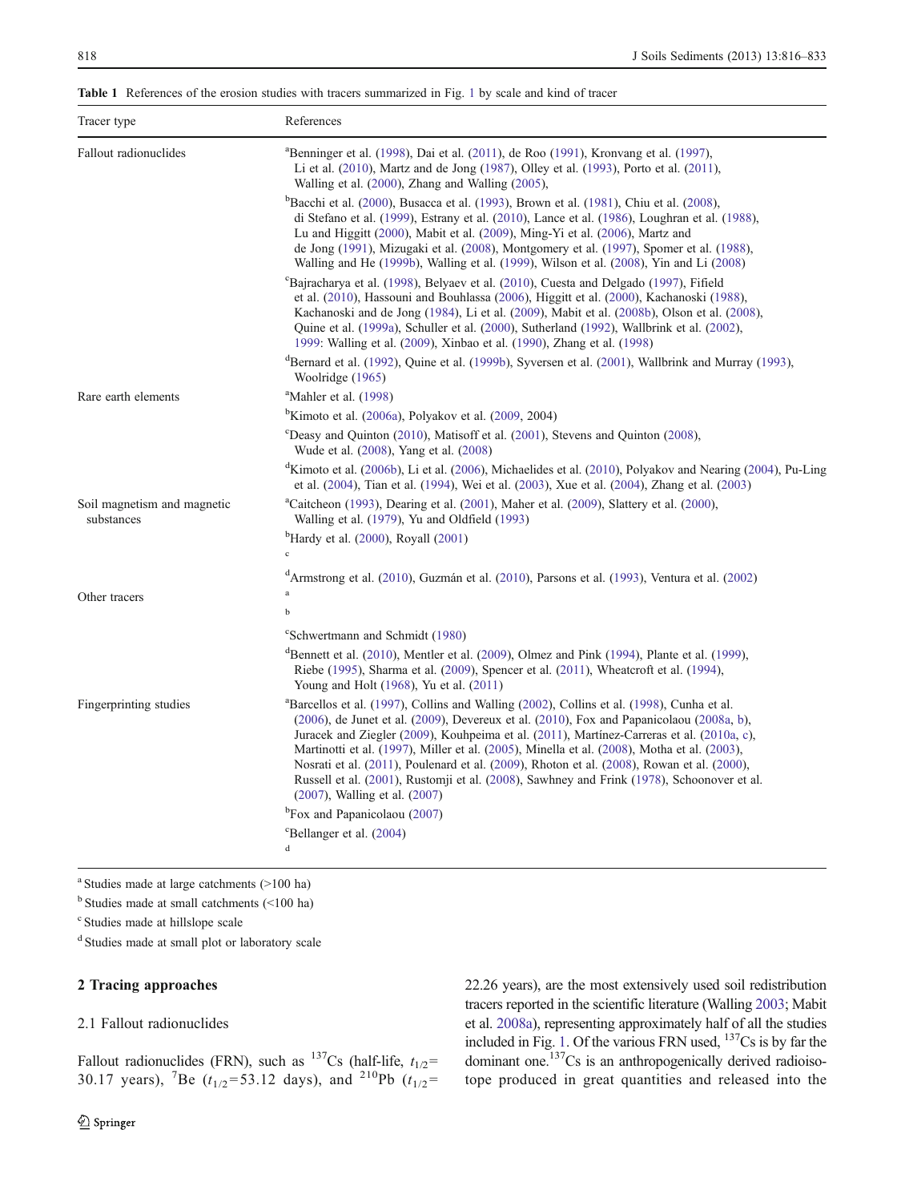**Table 1** References of the erosion studies with tracers summarized in Fig. 1 by scale and kind of tracer

| Tracer type | References |
|---|---|
| Fallout radionuclides | [a]Benninger et al. (1998), Dai et al. (2011), de Roo (1991), Kronvang et al. (1997), Li et al. (2010), Martz and de Jong (1987), Olley et al. (1993), Porto et al. (2011), Walling et al. (2000), Zhang and Walling (2005), |
| | [b]Bacchi et al. (2000), Busacca et al. (1993), Brown et al. (1981), Chiu et al. (2008), di Stefano et al. (1999), Estrany et al. (2010), Lance et al. (1986), Loughran et al. (1988), Lu and Higgitt (2000), Mabit et al. (2009), Ming-Yi et al. (2006), Martz and de Jong (1991), Mizugaki et al. (2008), Montgomery et al. (1997), Spomer et al. (1988), Walling and He (1999b), Walling et al. (1999), Wilson et al. (2008), Yin and Li (2008) |
| | [c]Bajracharya et al. (1998), Belyaev et al. (2010), Cuesta and Delgado (1997), Fifield et al. (2010), Hassouni and Bouhlassa (2006), Higgitt et al. (2000), Kachanoski (1988), Kachanoski and de Jong (1984), Li et al. (2009), Mabit et al. (2008b), Olson et al. (2008), Quine et al. (1999a), Schuller et al. (2000), Sutherland (1992), Wallbrink et al. (2002), 1999: Walling et al. (2009), Xinbao et al. (1990), Zhang et al. (1998) |
| | [d]Bernard et al. (1992), Quine et al. (1999b), Syversen et al. (2001), Wallbrink and Murray (1993), Woolridge (1965) |
| Rare earth elements | [a]Mahler et al. (1998) |
| | [b]Kimoto et al. (2006a), Polyakov et al. (2009, 2004) |
| | [c]Deasy and Quinton (2010), Matisoff et al. (2001), Stevens and Quinton (2008), Wude et al. (2008), Yang et al. (2008) |
| | [d]Kimoto et al. (2006b), Li et al. (2006), Michaelides et al. (2010), Polyakov and Nearing (2004), Pu-Ling et al. (2004), Tian et al. (1994), Wei et al. (2003), Xue et al. (2004), Zhang et al. (2003) |
| Soil magnetism and magnetic substances | [a]Caitcheon (1993), Dearing et al. (2001), Maher et al. (2009), Slattery et al. (2000), Walling et al. (1979), Yu and Oldfield (1993) |
| | [b]Hardy et al. (2000), Royall (2001) |
| | [c] |
| | [d]Armstrong et al. (2010), Guzmán et al. (2010), Parsons et al. (1993), Ventura et al. (2002) |
| Other tracers | [a] |
| | [b] |
| | [c]Schwertmann and Schmidt (1980) |
| | [d]Bennett et al. (2010), Mentler et al. (2009), Olmez and Pink (1994), Plante et al. (1999), Riebe (1995), Sharma et al. (2009), Spencer et al. (2011), Wheatcroft et al. (1994), Young and Holt (1968), Yu et al. (2011) |
| Fingerprinting studies | [a]Barcellos et al. (1997), Collins and Walling (2002), Collins et al. (1998), Cunha et al. (2006), de Junet et al. (2009), Devereux et al. (2010), Fox and Papanicolaou (2008a, b), Juracek and Ziegler (2009), Kouhpeima et al. (2011), Martínez-Carreras et al. (2010a, c), Martinotti et al. (1997), Miller et al. (2005), Minella et al. (2008), Motha et al. (2003), Nosrati et al. (2011), Poulenard et al. (2009), Rhoton et al. (2008), Rowan et al. (2000), Russell et al. (2001), Rustomji et al. (2008), Sawhney and Frink (1978), Schoonover et al. (2007), Walling et al. (2007) |
| | [b]Fox and Papanicolaou (2007) |
| | [c]Bellanger et al. (2004) |
| | [d] |

[a] Studies made at large catchments (>100 ha)

[b] Studies made at small catchments (<100 ha)

[c] Studies made at hillslope scale

[d] Studies made at small plot or laboratory scale

## 2 Tracing approaches

### 2.1 Fallout radionuclides

Fallout radionuclides (FRN), such as $^{137}$Cs (half-life, $t_{1/2}$= 30.17 years), $^{7}$Be ($t_{1/2}$=53.12 days), and $^{210}$Pb ($t_{1/2}$= 22.26 years), are the most extensively used soil redistribution tracers reported in the scientific literature (Walling 2003; Mabit et al. 2008a), representing approximately half of all the studies included in Fig. 1. Of the various FRN used, $^{137}$Cs is by far the dominant one. $^{137}$Cs is an anthropogenically derived radioisotope produced in great quantities and released into the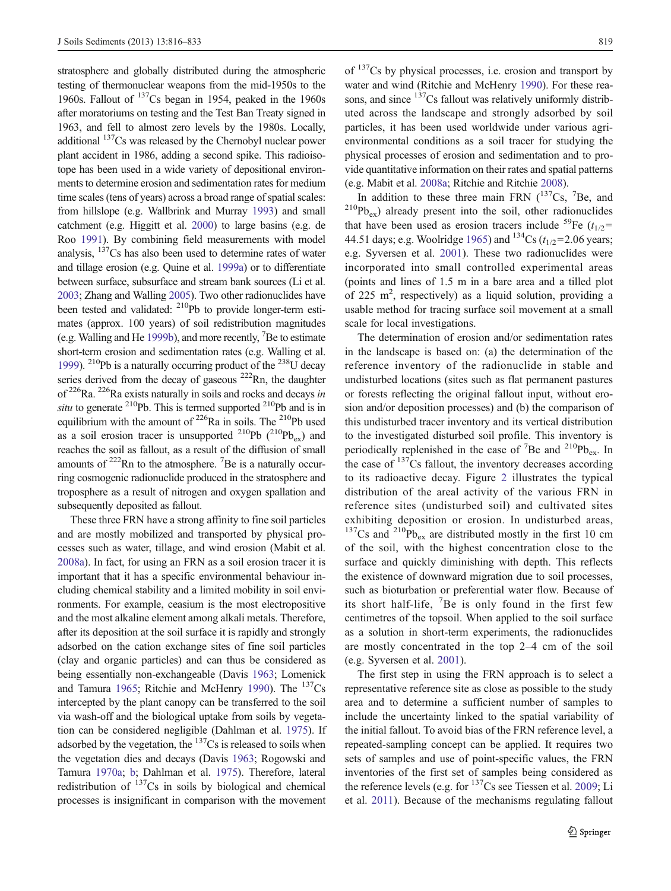stratosphere and globally distributed during the atmospheric testing of thermonuclear weapons from the mid-1950s to the 1960s. Fallout of $^{137}$Cs began in 1954, peaked in the 1960s after moratoriums on testing and the Test Ban Treaty signed in 1963, and fell to almost zero levels by the 1980s. Locally, additional $^{137}$Cs was released by the Chernobyl nuclear power plant accident in 1986, adding a second spike. This radioisotope has been used in a wide variety of depositional environments to determine erosion and sedimentation rates for medium time scales (tens of years) across a broad range of spatial scales: from hillslope (e.g. Wallbrink and Murray 1993) and small catchment (e.g. Higgitt et al. 2000) to large basins (e.g. de Roo 1991). By combining field measurements with model analysis, $^{137}$Cs has also been used to determine rates of water and tillage erosion (e.g. Quine et al. 1999a) or to differentiate between surface, subsurface and stream bank sources (Li et al. 2003; Zhang and Walling 2005). Two other radionuclides have been tested and validated: $^{210}$Pb to provide longer-term estimates (approx. 100 years) of soil redistribution magnitudes (e.g. Walling and He 1999b), and more recently, $^{7}$Be to estimate short-term erosion and sedimentation rates (e.g. Walling et al. 1999). $^{210}$Pb is a naturally occurring product of the $^{238}$U decay series derived from the decay of gaseous $^{222}$Rn, the daughter of $^{226}$Ra. $^{226}$Ra exists naturally in soils and rocks and decays *in situ* to generate $^{210}$Pb. This is termed supported $^{210}$Pb and is in equilibrium with the amount of $^{226}$Ra in soils. The $^{210}$Pb used as a soil erosion tracer is unsupported $^{210}$Pb ($^{210}$Pb$_{ex}$) and reaches the soil as fallout, as a result of the diffusion of small amounts of $^{222}$Rn to the atmosphere. $^{7}$Be is a naturally occurring cosmogenic radionuclide produced in the stratosphere and troposphere as a result of nitrogen and oxygen spallation and subsequently deposited as fallout.

These three FRN have a strong affinity to fine soil particles and are mostly mobilized and transported by physical processes such as water, tillage, and wind erosion (Mabit et al. 2008a). In fact, for using an FRN as a soil erosion tracer it is important that it has a specific environmental behaviour including chemical stability and a limited mobility in soil environments. For example, ceasium is the most electropositive and the most alkaline element among alkali metals. Therefore, after its deposition at the soil surface it is rapidly and strongly adsorbed on the cation exchange sites of fine soil particles (clay and organic particles) and can thus be considered as being essentially non-exchangeable (Davis 1963; Lomenick and Tamura 1965; Ritchie and McHenry 1990). The $^{137}$Cs intercepted by the plant canopy can be transferred to the soil via wash-off and the biological uptake from soils by vegetation can be considered negligible (Dahlman et al. 1975). If adsorbed by the vegetation, the $^{137}$Cs is released to soils when the vegetation dies and decays (Davis 1963; Rogowski and Tamura 1970a; b; Dahlman et al. 1975). Therefore, lateral redistribution of $^{137}$Cs in soils by biological and chemical processes is insignificant in comparison with the movement of $^{137}$Cs by physical processes, i.e. erosion and transport by water and wind (Ritchie and McHenry 1990). For these reasons, and since $^{137}$Cs fallout was relatively uniformly distributed across the landscape and strongly adsorbed by soil particles, it has been used worldwide under various agri-environmental conditions as a soil tracer for studying the physical processes of erosion and sedimentation and to provide quantitative information on their rates and spatial patterns (e.g. Mabit et al. 2008a; Ritchie and Ritchie 2008).

In addition to these three main FRN ($^{137}$Cs, $^{7}$Be, and $^{210}$Pb$_{ex}$) already present into the soil, other radionuclides that have been used as erosion tracers include $^{59}$Fe ($t_{1/2}$= 44.51 days; e.g. Woolridge 1965) and $^{134}$Cs ($t_{1/2}$=2.06 years; e.g. Syversen et al. 2001). These two radionuclides were incorporated into small controlled experimental areas (points and lines of 1.5 m in a bare area and a tilled plot of 225 m$^2$, respectively) as a liquid solution, providing a usable method for tracing surface soil movement at a small scale for local investigations.

The determination of erosion and/or sedimentation rates in the landscape is based on: (a) the determination of the reference inventory of the radionuclide in stable and undisturbed locations (sites such as flat permanent pastures or forests reflecting the original fallout input, without erosion and/or deposition processes) and (b) the comparison of this undisturbed tracer inventory and its vertical distribution to the investigated disturbed soil profile. This inventory is periodically replenished in the case of $^{7}$Be and $^{210}$Pb$_{ex}$. In the case of $^{137}$Cs fallout, the inventory decreases according to its radioactive decay. Figure 2 illustrates the typical distribution of the areal activity of the various FRN in reference sites (undisturbed soil) and cultivated sites exhibiting deposition or erosion. In undisturbed areas, $^{137}$Cs and $^{210}$Pb$_{ex}$ are distributed mostly in the first 10 cm of the soil, with the highest concentration close to the surface and quickly diminishing with depth. This reflects the existence of downward migration due to soil processes, such as bioturbation or preferential water flow. Because of its short half-life, $^{7}$Be is only found in the first few centimetres of the topsoil. When applied to the soil surface as a solution in short-term experiments, the radionuclides are mostly concentrated in the top 2–4 cm of the soil (e.g. Syversen et al. 2001).

The first step in using the FRN approach is to select a representative reference site as close as possible to the study area and to determine a sufficient number of samples to include the uncertainty linked to the spatial variability of the initial fallout. To avoid bias of the FRN reference level, a repeated-sampling concept can be applied. It requires two sets of samples and use of point-specific values, the FRN inventories of the first set of samples being considered as the reference levels (e.g. for $^{137}$Cs see Tiessen et al. 2009; Li et al. 2011). Because of the mechanisms regulating fallout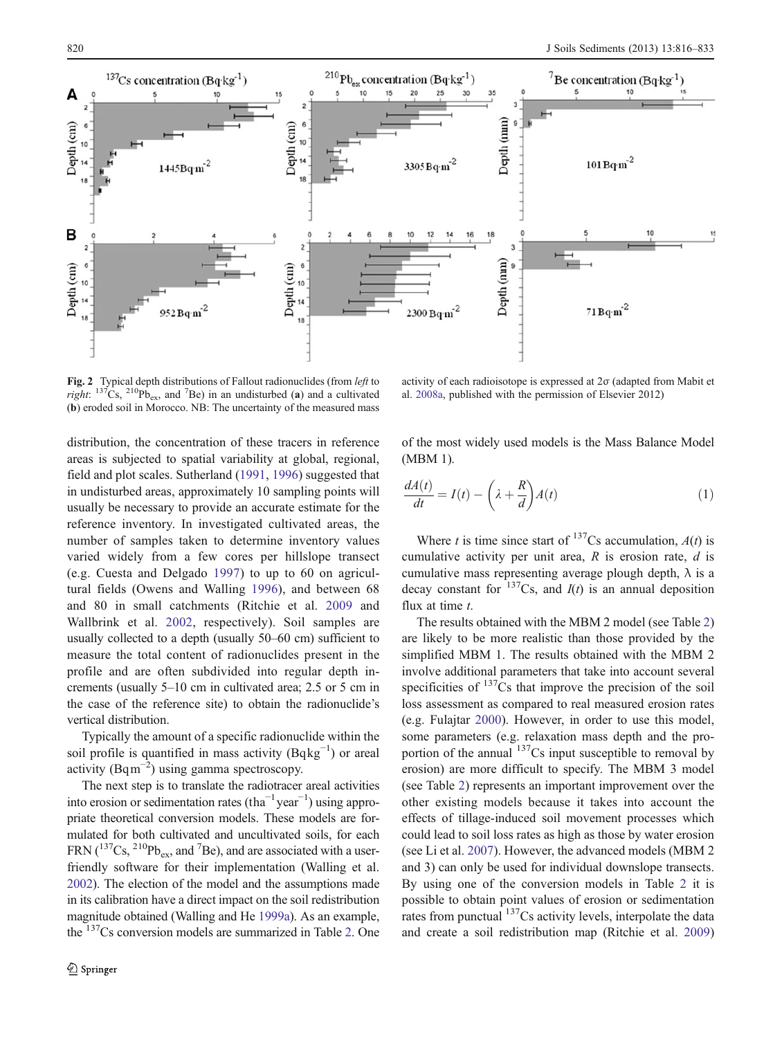**Fig. 2** Typical depth distributions of Fallout radionuclides (from *left* to *right*: $^{137}Cs$, $^{210}Pb_{ex}$, and $^{7}Be$) in an undisturbed (**a**) and a cultivated (**b**) eroded soil in Morocco. NB: The uncertainty of the measured mass activity of each radioisotope is expressed at 2σ (adapted from Mabit et al. 2008a, published with the permission of Elsevier 2012)

distribution, the concentration of these tracers in reference areas is subjected to spatial variability at global, regional, field and plot scales. Sutherland (1991, 1996) suggested that in undisturbed areas, approximately 10 sampling points will usually be necessary to provide an accurate estimate for the reference inventory. In investigated cultivated areas, the number of samples taken to determine inventory values varied widely from a few cores per hillslope transect (e.g. Cuesta and Delgado 1997) to up to 60 on agricultural fields (Owens and Walling 1996), and between 68 and 80 in small catchments (Ritchie et al. 2009 and Wallbrink et al. 2002, respectively). Soil samples are usually collected to a depth (usually 50–60 cm) sufficient to measure the total content of radionuclides present in the profile and are often subdivided into regular depth increments (usually 5–10 cm in cultivated area; 2.5 or 5 cm in the case of the reference site) to obtain the radionuclide's vertical distribution.

Typically the amount of a specific radionuclide within the soil profile is quantified in mass activity ($Bq kg^{-1}$) or areal activity ($Bq m^{-2}$) using gamma spectroscopy.

The next step is to translate the radiotracer areal activities into erosion or sedimentation rates ($t ha^{-1} year^{-1}$) using appropriate theoretical conversion models. These models are formulated for both cultivated and uncultivated soils, for each FRN ($^{137}Cs$, $^{210}Pb_{ex}$, and $^{7}Be$), and are associated with a user-friendly software for their implementation (Walling et al. 2002). The election of the model and the assumptions made in its calibration have a direct impact on the soil redistribution magnitude obtained (Walling and He 1999a). As an example, the $^{137}Cs$ conversion models are summarized in Table 2. One of the most widely used models is the Mass Balance Model (MBM 1).

$$\frac{dA(t)}{dt} = I(t) - \left(\lambda + \frac{R}{d}\right)A(t) \tag{1}$$

Where $t$ is time since start of $^{137}Cs$ accumulation, $A(t)$ is cumulative activity per unit area, $R$ is erosion rate, $d$ is cumulative mass representing average plough depth, $\lambda$ is a decay constant for $^{137}Cs$, and $I(t)$ is an annual deposition flux at time $t$.

The results obtained with the MBM 2 model (see Table 2) are likely to be more realistic than those provided by the simplified MBM 1. The results obtained with the MBM 2 involve additional parameters that take into account several specificities of $^{137}Cs$ that improve the precision of the soil loss assessment as compared to real measured erosion rates (e.g. Fulajtar 2000). However, in order to use this model, some parameters (e.g. relaxation mass depth and the proportion of the annual $^{137}Cs$ input susceptible to removal by erosion) are more difficult to specify. The MBM 3 model (see Table 2) represents an important improvement over the other existing models because it takes into account the effects of tillage-induced soil movement processes which could lead to soil loss rates as high as those by water erosion (see Li et al. 2007). However, the advanced models (MBM 2 and 3) can only be used for individual downslope transects. By using one of the conversion models in Table 2 it is possible to obtain point values of erosion or sedimentation rates from punctual $^{137}Cs$ activity levels, interpolate the data and create a soil redistribution map (Ritchie et al. 2009)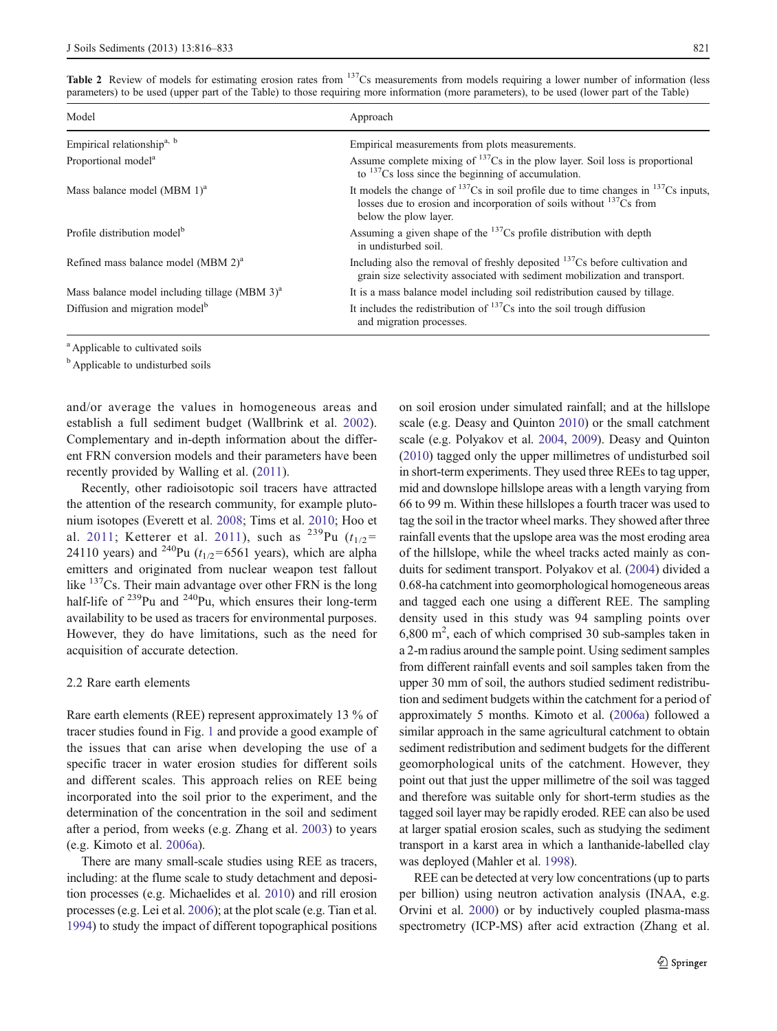Table 2 Review of models for estimating erosion rates from $^{137}$Cs measurements from models requiring a lower number of information (less parameters) to be used (upper part of the Table) to those requiring more information (more parameters), to be used (lower part of the Table)

| Model | Approach |
|---|---|
| Empirical relationship[a, b] | Empirical measurements from plots measurements. |
| Proportional model[a] | Assume complete mixing of $^{137}$Cs in the plow layer. Soil loss is proportional to $^{137}$Cs loss since the beginning of accumulation. |
| Mass balance model (MBM 1)[a] | It models the change of $^{137}$Cs in soil profile due to time changes in $^{137}$Cs inputs, losses due to erosion and incorporation of soils without $^{137}$Cs from below the plow layer. |
| Profile distribution model[b] | Assuming a given shape of the $^{137}$Cs profile distribution with depth in undisturbed soil. |
| Refined mass balance model (MBM 2)[a] | Including also the removal of freshly deposited $^{137}$Cs before cultivation and grain size selectivity associated with sediment mobilization and transport. |
| Mass balance model including tillage (MBM 3)[a] | It is a mass balance model including soil redistribution caused by tillage. |
| Diffusion and migration model[b] | It includes the redistribution of $^{137}$Cs into the soil trough diffusion and migration processes. |

[a] Applicable to cultivated soils

[b] Applicable to undisturbed soils

and/or average the values in homogeneous areas and establish a full sediment budget (Wallbrink et al. 2002). Complementary and in-depth information about the different FRN conversion models and their parameters have been recently provided by Walling et al. (2011).

Recently, other radioisotopic soil tracers have attracted the attention of the research community, for example plutonium isotopes (Everett et al. 2008; Tims et al. 2010; Hoo et al. 2011; Ketterer et al. 2011), such as $^{239}$Pu ($t_{1/2}$= 24110 years) and $^{240}$Pu ($t_{1/2}$=6561 years), which are alpha emitters and originated from nuclear weapon test fallout like $^{137}$Cs. Their main advantage over other FRN is the long half-life of $^{239}$Pu and $^{240}$Pu, which ensures their long-term availability to be used as tracers for environmental purposes. However, they do have limitations, such as the need for acquisition of accurate detection.

### 2.2 Rare earth elements

Rare earth elements (REE) represent approximately 13 % of tracer studies found in Fig. 1 and provide a good example of the issues that can arise when developing the use of a specific tracer in water erosion studies for different soils and different scales. This approach relies on REE being incorporated into the soil prior to the experiment, and the determination of the concentration in the soil and sediment after a period, from weeks (e.g. Zhang et al. 2003) to years (e.g. Kimoto et al. 2006a).

There are many small-scale studies using REE as tracers, including: at the flume scale to study detachment and deposition processes (e.g. Michaelides et al. 2010) and rill erosion processes (e.g. Lei et al. 2006); at the plot scale (e.g. Tian et al. 1994) to study the impact of different topographical positions on soil erosion under simulated rainfall; and at the hillslope scale (e.g. Deasy and Quinton 2010) or the small catchment scale (e.g. Polyakov et al. 2004, 2009). Deasy and Quinton (2010) tagged only the upper millimetres of undisturbed soil in short-term experiments. They used three REEs to tag upper, mid and downslope hillslope areas with a length varying from 66 to 99 m. Within these hillslopes a fourth tracer was used to tag the soil in the tractor wheel marks. They showed after three rainfall events that the upslope area was the most eroding area of the hillslope, while the wheel tracks acted mainly as conduits for sediment transport. Polyakov et al. (2004) divided a 0.68-ha catchment into geomorphological homogeneous areas and tagged each one using a different REE. The sampling density used in this study was 94 sampling points over 6,800 m$^2$, each of which comprised 30 sub-samples taken in a 2-m radius around the sample point. Using sediment samples from different rainfall events and soil samples taken from the upper 30 mm of soil, the authors studied sediment redistribution and sediment budgets within the catchment for a period of approximately 5 months. Kimoto et al. (2006a) followed a similar approach in the same agricultural catchment to obtain sediment redistribution and sediment budgets for the different geomorphological units of the catchment. However, they point out that just the upper millimetre of the soil was tagged and therefore was suitable only for short-term studies as the tagged soil layer may be rapidly eroded. REE can also be used at larger spatial erosion scales, such as studying the sediment transport in a karst area in which a lanthanide-labelled clay was deployed (Mahler et al. 1998).

REE can be detected at very low concentrations (up to parts per billion) using neutron activation analysis (INAA, e.g. Orvini et al. 2000) or by inductively coupled plasma-mass spectrometry (ICP-MS) after acid extraction (Zhang et al.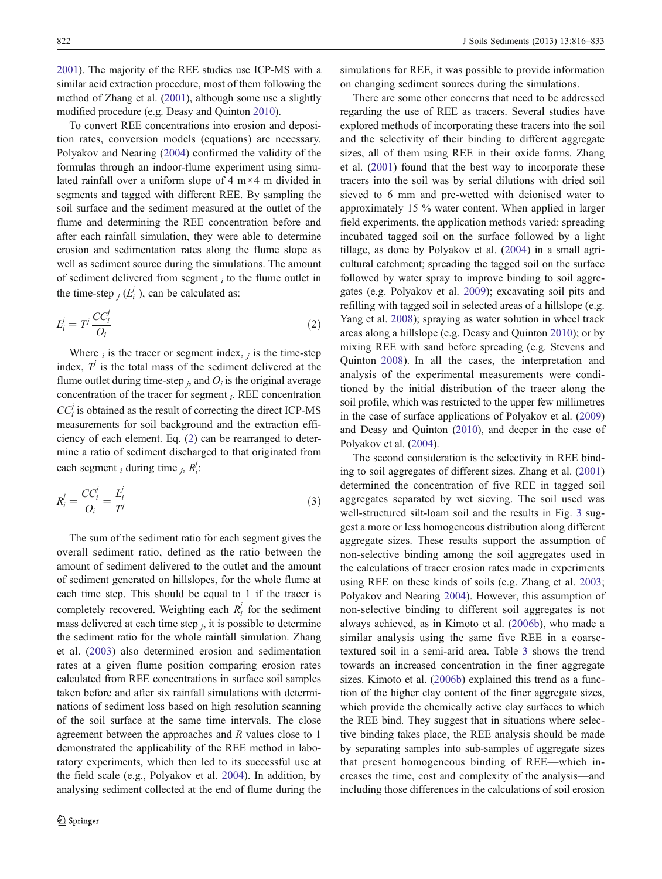2001). The majority of the REE studies use ICP-MS with a similar acid extraction procedure, most of them following the method of Zhang et al. (2001), although some use a slightly modified procedure (e.g. Deasy and Quinton 2010).

To convert REE concentrations into erosion and deposition rates, conversion models (equations) are necessary. Polyakov and Nearing (2004) confirmed the validity of the formulas through an indoor-flume experiment using simulated rainfall over a uniform slope of 4 m×4 m divided in segments and tagged with different REE. By sampling the soil surface and the sediment measured at the outlet of the flume and determining the REE concentration before and after each rainfall simulation, they were able to determine erosion and sedimentation rates along the flume slope as well as sediment source during the simulations. The amount of sediment delivered from segment $_i$ to the flume outlet in the time-step $_j$ ($L_i^j$), can be calculated as:

$$L_i^j = T^j \frac{CC_i^j}{O_i} \tag{2}$$

Where $_i$ is the tracer or segment index, $_j$ is the time-step index, $T^j$ is the total mass of the sediment delivered at the flume outlet during time-step $_j$, and $O_i$ is the original average concentration of the tracer for segment $_i$. REE concentration $CC_i^j$ is obtained as the result of correcting the direct ICP-MS measurements for soil background and the extraction efficiency of each element. Eq. (2) can be rearranged to determine a ratio of sediment discharged to that originated from each segment $_i$ during time $_j$, $R_i^j$:

$$R_i^j = \frac{CC_i^j}{O_i} = \frac{L_i^j}{T^j} \tag{3}$$

The sum of the sediment ratio for each segment gives the overall sediment ratio, defined as the ratio between the amount of sediment delivered to the outlet and the amount of sediment generated on hillslopes, for the whole flume at each time step. This should be equal to 1 if the tracer is completely recovered. Weighting each $R_i^j$ for the sediment mass delivered at each time step $_j$, it is possible to determine the sediment ratio for the whole rainfall simulation. Zhang et al. (2003) also determined erosion and sedimentation rates at a given flume position comparing erosion rates calculated from REE concentrations in surface soil samples taken before and after six rainfall simulations with determinations of sediment loss based on high resolution scanning of the soil surface at the same time intervals. The close agreement between the approaches and $R$ values close to 1 demonstrated the applicability of the REE method in laboratory experiments, which then led to its successful use at the field scale (e.g., Polyakov et al. 2004). In addition, by analysing sediment collected at the end of flume during the simulations for REE, it was possible to provide information on changing sediment sources during the simulations.

There are some other concerns that need to be addressed regarding the use of REE as tracers. Several studies have explored methods of incorporating these tracers into the soil and the selectivity of their binding to different aggregate sizes, all of them using REE in their oxide forms. Zhang et al. (2001) found that the best way to incorporate these tracers into the soil was by serial dilutions with dried soil sieved to 6 mm and pre-wetted with deionised water to approximately 15 % water content. When applied in larger field experiments, the application methods varied: spreading incubated tagged soil on the surface followed by a light tillage, as done by Polyakov et al. (2004) in a small agricultural catchment; spreading the tagged soil on the surface followed by water spray to improve binding to soil aggregates (e.g. Polyakov et al. 2009); excavating soil pits and refilling with tagged soil in selected areas of a hillslope (e.g. Yang et al. 2008); spraying as water solution in wheel track areas along a hillslope (e.g. Deasy and Quinton 2010); or by mixing REE with sand before spreading (e.g. Stevens and Quinton 2008). In all the cases, the interpretation and analysis of the experimental measurements were conditioned by the initial distribution of the tracer along the soil profile, which was restricted to the upper few millimetres in the case of surface applications of Polyakov et al. (2009) and Deasy and Quinton (2010), and deeper in the case of Polyakov et al. (2004).

The second consideration is the selectivity in REE binding to soil aggregates of different sizes. Zhang et al. (2001) determined the concentration of five REE in tagged soil aggregates separated by wet sieving. The soil used was well-structured silt-loam soil and the results in Fig. 3 suggest a more or less homogeneous distribution along different aggregate sizes. These results support the assumption of non-selective binding among the soil aggregates used in the calculations of tracer erosion rates made in experiments using REE on these kinds of soils (e.g. Zhang et al. 2003; Polyakov and Nearing 2004). However, this assumption of non-selective binding to different soil aggregates is not always achieved, as in Kimoto et al. (2006b), who made a similar analysis using the same five REE in a coarse-textured soil in a semi-arid area. Table 3 shows the trend towards an increased concentration in the finer aggregate sizes. Kimoto et al. (2006b) explained this trend as a function of the higher clay content of the finer aggregate sizes, which provide the chemically active clay surfaces to which the REE bind. They suggest that in situations where selective binding takes place, the REE analysis should be made by separating samples into sub-samples of aggregate sizes that present homogeneous binding of REE—which increases the time, cost and complexity of the analysis—and including those differences in the calculations of soil erosion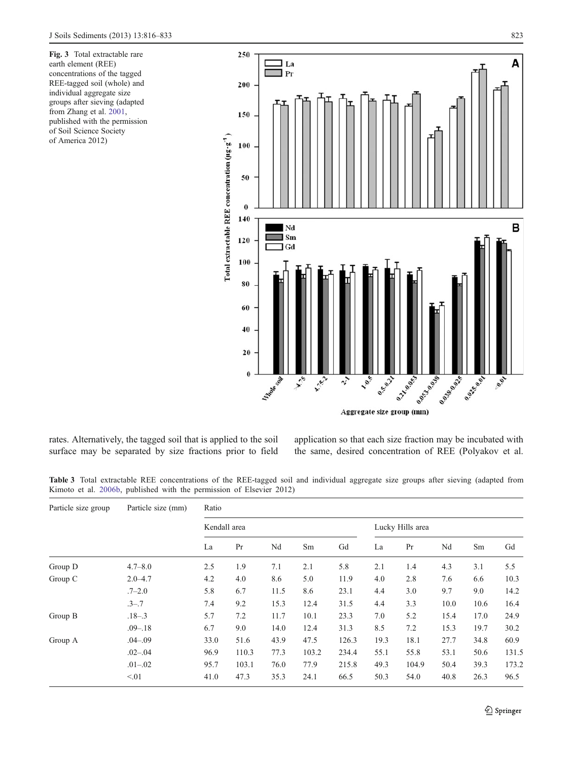Fig. 3 Total extractable rare earth element (REE) concentrations of the tagged REE-tagged soil (whole) and individual aggregate size groups after sieving (adapted from Zhang et al. 2001, published with the permission of Soil Science Society of America 2012)

rates. Alternatively, the tagged soil that is applied to the soil surface may be separated by size fractions prior to field application so that each size fraction may be incubated with the same, desired concentration of REE (Polyakov et al.

Table 3 Total extractable REE concentrations of the REE-tagged soil and individual aggregate size groups after sieving (adapted from Kimoto et al. 2006b, published with the permission of Elsevier 2012)

| Particle size group | Particle size (mm) | Ratio | | | | | | | | | |
|---|---|---|---|---|---|---|---|---|---|---|---|
| | | Kendall area | | | | | Lucky Hills area | | | | |
| | | La | Pr | Nd | Sm | Gd | La | Pr | Nd | Sm | Gd |
| Group D | 4.7–8.0 | 2.5 | 1.9 | 7.1 | 2.1 | 5.8 | 2.1 | 1.4 | 4.3 | 3.1 | 5.5 |
| Group C | 2.0–4.7 | 4.2 | 4.0 | 8.6 | 5.0 | 11.9 | 4.0 | 2.8 | 7.6 | 6.6 | 10.3 |
| | .7–2.0 | 5.8 | 6.7 | 11.5 | 8.6 | 23.1 | 4.4 | 3.0 | 9.7 | 9.0 | 14.2 |
| | .3–.7 | 7.4 | 9.2 | 15.3 | 12.4 | 31.5 | 4.4 | 3.3 | 10.0 | 10.6 | 16.4 |
| Group B | .18–.3 | 5.7 | 7.2 | 11.7 | 10.1 | 23.3 | 7.0 | 5.2 | 15.4 | 17.0 | 24.9 |
| | .09–.18 | 6.7 | 9.0 | 14.0 | 12.4 | 31.3 | 8.5 | 7.2 | 15.3 | 19.7 | 30.2 |
| Group A | .04–.09 | 33.0 | 51.6 | 43.9 | 47.5 | 126.3 | 19.3 | 18.1 | 27.7 | 34.8 | 60.9 |
| | .02–.04 | 96.9 | 110.3 | 77.3 | 103.2 | 234.4 | 55.1 | 55.8 | 53.1 | 50.6 | 131.5 |
| | .01–.02 | 95.7 | 103.1 | 76.0 | 77.9 | 215.8 | 49.3 | 104.9 | 50.4 | 39.3 | 173.2 |
| | <.01 | 41.0 | 47.3 | 35.3 | 24.1 | 66.5 | 50.3 | 54.0 | 40.8 | 26.3 | 96.5 |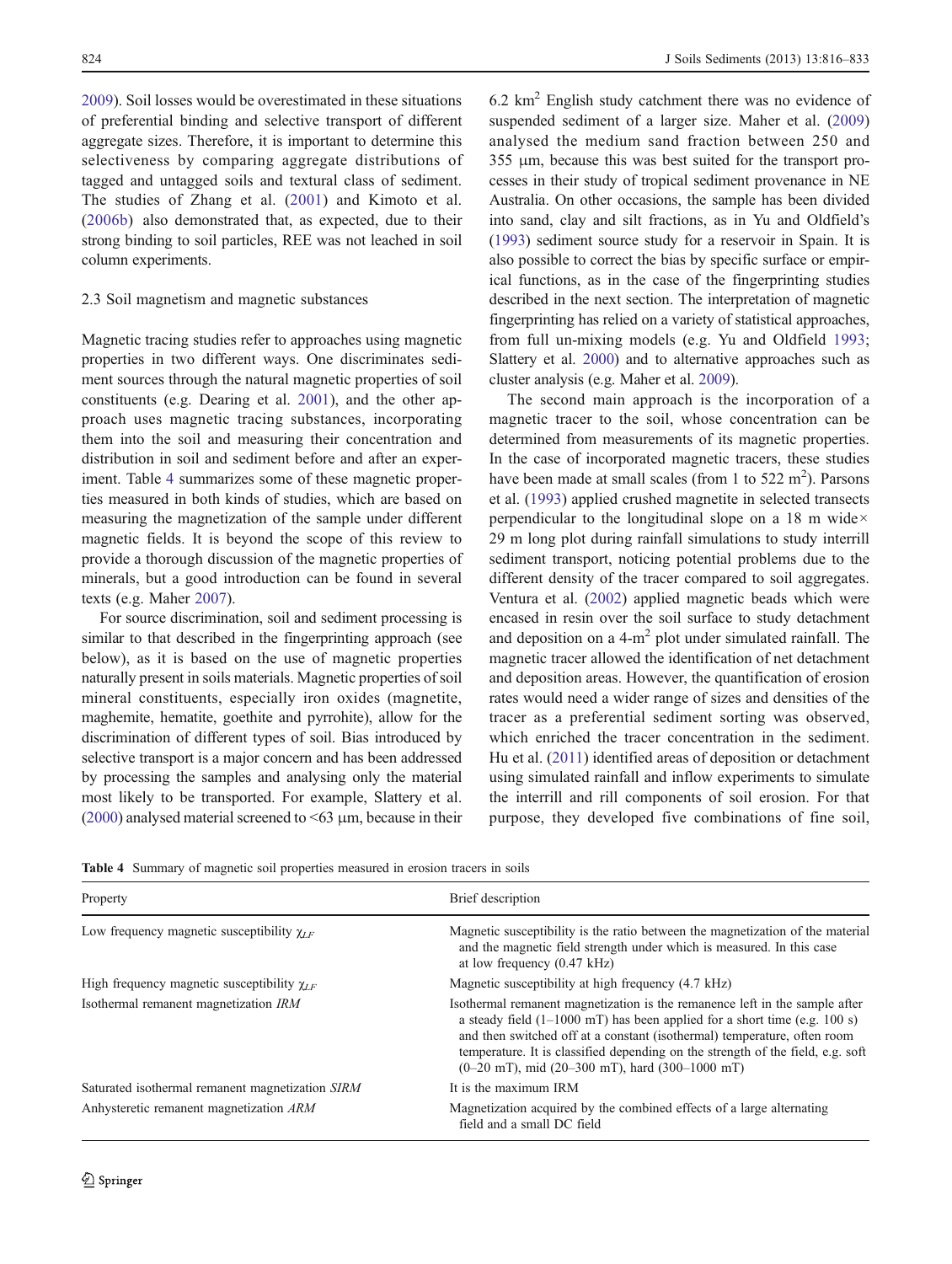2009). Soil losses would be overestimated in these situations of preferential binding and selective transport of different aggregate sizes. Therefore, it is important to determine this selectiveness by comparing aggregate distributions of tagged and untagged soils and textural class of sediment. The studies of Zhang et al. (2001) and Kimoto et al. (2006b) also demonstrated that, as expected, due to their strong binding to soil particles, REE was not leached in soil column experiments.

### 2.3 Soil magnetism and magnetic substances

Magnetic tracing studies refer to approaches using magnetic properties in two different ways. One discriminates sediment sources through the natural magnetic properties of soil constituents (e.g. Dearing et al. 2001), and the other approach uses magnetic tracing substances, incorporating them into the soil and measuring their concentration and distribution in soil and sediment before and after an experiment. Table 4 summarizes some of these magnetic properties measured in both kinds of studies, which are based on measuring the magnetization of the sample under different magnetic fields. It is beyond the scope of this review to provide a thorough discussion of the magnetic properties of minerals, but a good introduction can be found in several texts (e.g. Maher 2007).

For source discrimination, soil and sediment processing is similar to that described in the fingerprinting approach (see below), as it is based on the use of magnetic properties naturally present in soils materials. Magnetic properties of soil mineral constituents, especially iron oxides (magnetite, maghemite, hematite, goethite and pyrrohite), allow for the discrimination of different types of soil. Bias introduced by selective transport is a major concern and has been addressed by processing the samples and analysing only the material most likely to be transported. For example, Slattery et al. (2000) analysed material screened to <63 μm, because in their 6.2 km$^2$ English study catchment there was no evidence of suspended sediment of a larger size. Maher et al. (2009) analysed the medium sand fraction between 250 and 355 μm, because this was best suited for the transport processes in their study of tropical sediment provenance in NE Australia. On other occasions, the sample has been divided into sand, clay and silt fractions, as in Yu and Oldfield's (1993) sediment source study for a reservoir in Spain. It is also possible to correct the bias by specific surface or empirical functions, as in the case of the fingerprinting studies described in the next section. The interpretation of magnetic fingerprinting has relied on a variety of statistical approaches, from full un-mixing models (e.g. Yu and Oldfield 1993; Slattery et al. 2000) and to alternative approaches such as cluster analysis (e.g. Maher et al. 2009).

The second main approach is the incorporation of a magnetic tracer to the soil, whose concentration can be determined from measurements of its magnetic properties. In the case of incorporated magnetic tracers, these studies have been made at small scales (from 1 to 522 m$^2$). Parsons et al. (1993) applied crushed magnetite in selected transects perpendicular to the longitudinal slope on a 18 m wide× 29 m long plot during rainfall simulations to study interrill sediment transport, noticing potential problems due to the different density of the tracer compared to soil aggregates. Ventura et al. (2002) applied magnetic beads which were encased in resin over the soil surface to study detachment and deposition on a 4-m$^2$ plot under simulated rainfall. The magnetic tracer allowed the identification of net detachment and deposition areas. However, the quantification of erosion rates would need a wider range of sizes and densities of the tracer as a preferential sediment sorting was observed, which enriched the tracer concentration in the sediment. Hu et al. (2011) identified areas of deposition or detachment using simulated rainfall and inflow experiments to simulate the interrill and rill components of soil erosion. For that purpose, they developed five combinations of fine soil,

**Table 4** Summary of magnetic soil properties measured in erosion tracers in soils

| Property | Brief description |
|---|---|
| Low frequency magnetic susceptibility $\chi_{LF}$ | Magnetic susceptibility is the ratio between the magnetization of the material and the magnetic field strength under which is measured. In this case at low frequency (0.47 kHz) |
| High frequency magnetic susceptibility $\chi_{LF}$ | Magnetic susceptibility at high frequency (4.7 kHz) |
| Isothermal remanent magnetization *IRM* | Isothermal remanent magnetization is the remanence left in the sample after a steady field (1–1000 mT) has been applied for a short time (e.g. 100 s) and then switched off at a constant (isothermal) temperature, often room temperature. It is classified depending on the strength of the field, e.g. soft (0–20 mT), mid (20–300 mT), hard (300–1000 mT) |
| Saturated isothermal remanent magnetization *SIRM* | It is the maximum IRM |
| Anhysteretic remanent magnetization *ARM* | Magnetization acquired by the combined effects of a large alternating field and a small DC field |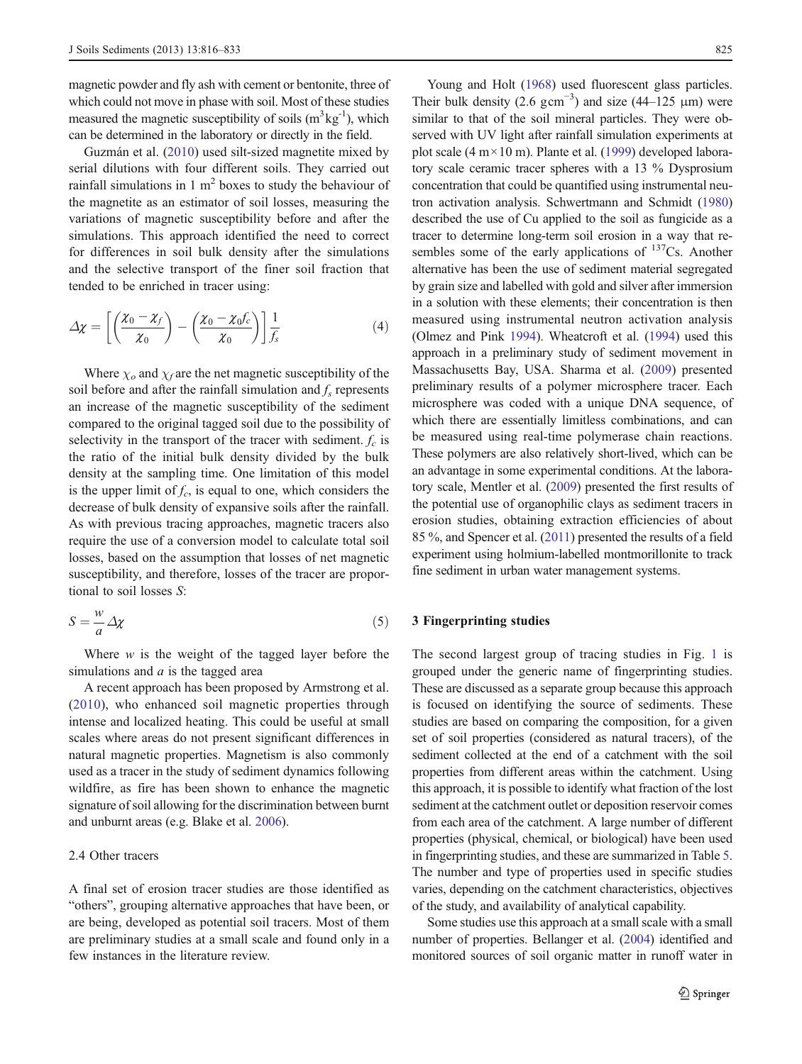magnetic powder and fly ash with cement or bentonite, three of which could not move in phase with soil. Most of these studies measured the magnetic susceptibility of soils ($m^3kg^{-1}$), which can be determined in the laboratory or directly in the field.

Guzmán et al. (2010) used silt-sized magnetite mixed by serial dilutions with four different soils. They carried out rainfall simulations in 1 $m^2$ boxes to study the behaviour of the magnetite as an estimator of soil losses, measuring the variations of magnetic susceptibility before and after the simulations. This approach identified the need to correct for differences in soil bulk density after the simulations and the selective transport of the finer soil fraction that tended to be enriched in tracer using:

$$\Delta\chi = \left[\left(\frac{\chi_0 - \chi_f}{\chi_0}\right) - \left(\frac{\chi_0 - \chi_0 f_c}{\chi_0}\right)\right]\frac{1}{f_s} \tag{4}$$

Where $\chi_o$ and $\chi_f$ are the net magnetic susceptibility of the soil before and after the rainfall simulation and $f_s$ represents an increase of the magnetic susceptibility of the sediment compared to the original tagged soil due to the possibility of selectivity in the transport of the tracer with sediment. $f_c$ is the ratio of the initial bulk density divided by the bulk density at the sampling time. One limitation of this model is the upper limit of $f_c$, is equal to one, which considers the decrease of bulk density of expansive soils after the rainfall. As with previous tracing approaches, magnetic tracers also require the use of a conversion model to calculate total soil losses, based on the assumption that losses of net magnetic susceptibility, and therefore, losses of the tracer are proportional to soil losses $S$:

$$S = \frac{w}{a}\Delta\chi \tag{5}$$

Where $w$ is the weight of the tagged layer before the simulations and $a$ is the tagged area

A recent approach has been proposed by Armstrong et al. (2010), who enhanced soil magnetic properties through intense and localized heating. This could be useful at small scales where areas do not present significant differences in natural magnetic properties. Magnetism is also commonly used as a tracer in the study of sediment dynamics following wildfire, as fire has been shown to enhance the magnetic signature of soil allowing for the discrimination between burnt and unburnt areas (e.g. Blake et al. 2006).

### 2.4 Other tracers

A final set of erosion tracer studies are those identified as "others", grouping alternative approaches that have been, or are being, developed as potential soil tracers. Most of them are preliminary studies at a small scale and found only in a few instances in the literature review.

Young and Holt (1968) used fluorescent glass particles. Their bulk density (2.6 $gcm^{-3}$) and size (44–125 μm) were similar to that of the soil mineral particles. They were observed with UV light after rainfall simulation experiments at plot scale (4 m×10 m). Plante et al. (1999) developed laboratory scale ceramic tracer spheres with a 13 % Dysprosium concentration that could be quantified using instrumental neutron activation analysis. Schwertmann and Schmidt (1980) described the use of Cu applied to the soil as fungicide as a tracer to determine long-term soil erosion in a way that resembles some of the early applications of $^{137}$Cs. Another alternative has been the use of sediment material segregated by grain size and labelled with gold and silver after immersion in a solution with these elements; their concentration is then measured using instrumental neutron activation analysis (Olmez and Pink 1994). Wheatcroft et al. (1994) used this approach in a preliminary study of sediment movement in Massachusetts Bay, USA. Sharma et al. (2009) presented preliminary results of a polymer microsphere tracer. Each microsphere was coded with a unique DNA sequence, of which there are essentially limitless combinations, and can be measured using real-time polymerase chain reactions. These polymers are also relatively short-lived, which can be an advantage in some experimental conditions. At the laboratory scale, Mentler et al. (2009) presented the first results of the potential use of organophilic clays as sediment tracers in erosion studies, obtaining extraction efficiencies of about 85 %, and Spencer et al. (2011) presented the results of a field experiment using holmium-labelled montmorillonite to track fine sediment in urban water management systems.

## 3 Fingerprinting studies

The second largest group of tracing studies in Fig. 1 is grouped under the generic name of fingerprinting studies. These are discussed as a separate group because this approach is focused on identifying the source of sediments. These studies are based on comparing the composition, for a given set of soil properties (considered as natural tracers), of the sediment collected at the end of a catchment with the soil properties from different areas within the catchment. Using this approach, it is possible to identify what fraction of the lost sediment at the catchment outlet or deposition reservoir comes from each area of the catchment. A large number of different properties (physical, chemical, or biological) have been used in fingerprinting studies, and these are summarized in Table 5. The number and type of properties used in specific studies varies, depending on the catchment characteristics, objectives of the study, and availability of analytical capability.

Some studies use this approach at a small scale with a small number of properties. Bellanger et al. (2004) identified and monitored sources of soil organic matter in runoff water in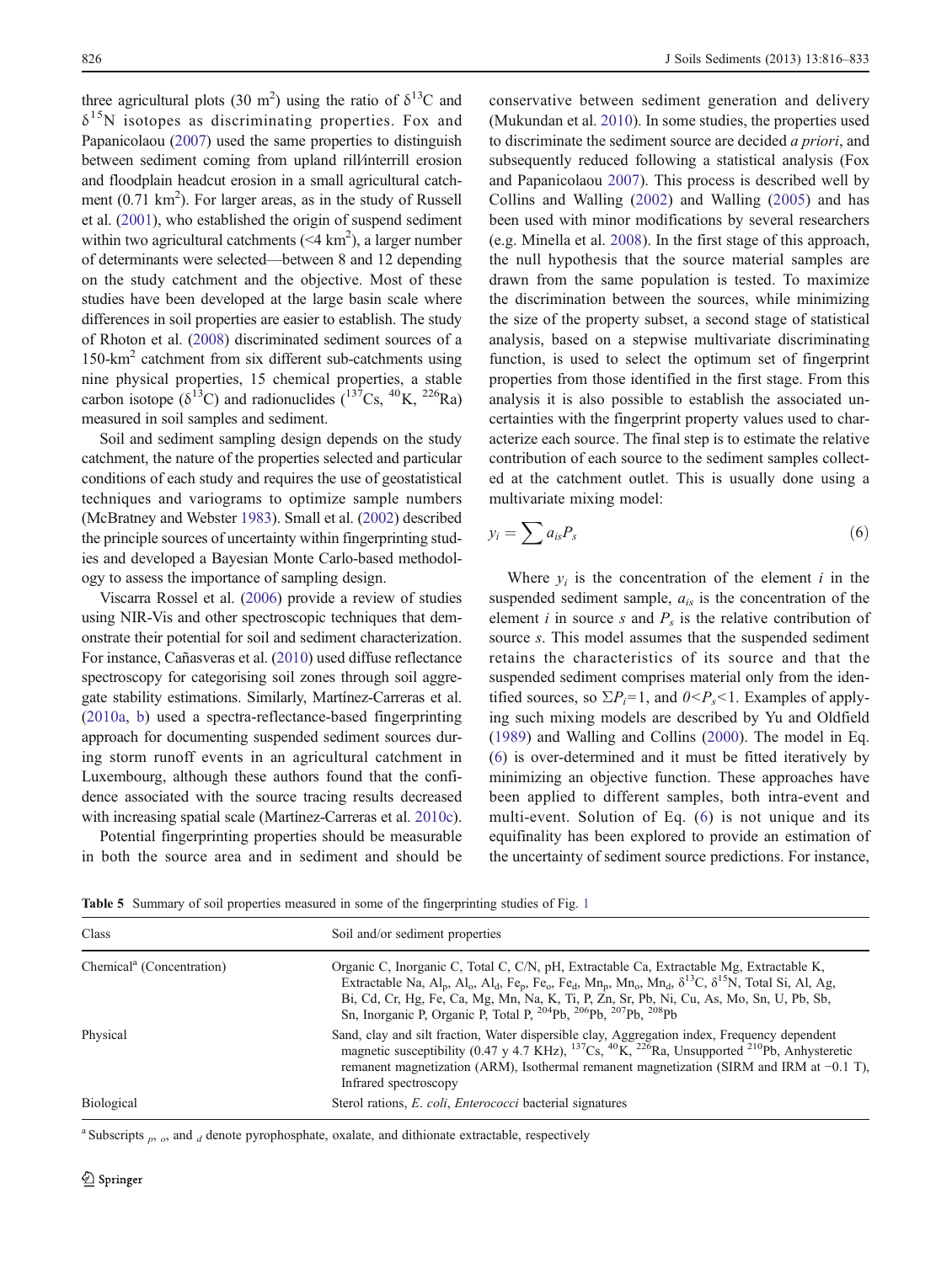three agricultural plots (30 m$^2$) using the ratio of $\delta^{13}C$ and $\delta^{15}N$ isotopes as discriminating properties. Fox and Papanicolaou (2007) used the same properties to distinguish between sediment coming from upland rill/interrill erosion and floodplain headcut erosion in a small agricultural catchment (0.71 km$^2$). For larger areas, as in the study of Russell et al. (2001), who established the origin of suspend sediment within two agricultural catchments (<4 km$^2$), a larger number of determinants were selected—between 8 and 12 depending on the study catchment and the objective. Most of these studies have been developed at the large basin scale where differences in soil properties are easier to establish. The study of Rhoton et al. (2008) discriminated sediment sources of a 150-km$^2$ catchment from six different sub-catchments using nine physical properties, 15 chemical properties, a stable carbon isotope ($\delta^{13}C$) and radionuclides ($^{137}Cs$, $^{40}K$, $^{226}Ra$) measured in soil samples and sediment.

Soil and sediment sampling design depends on the study catchment, the nature of the properties selected and particular conditions of each study and requires the use of geostatistical techniques and variograms to optimize sample numbers (McBratney and Webster 1983). Small et al. (2002) described the principle sources of uncertainty within fingerprinting studies and developed a Bayesian Monte Carlo-based methodology to assess the importance of sampling design.

Viscarra Rossel et al. (2006) provide a review of studies using NIR-Vis and other spectroscopic techniques that demonstrate their potential for soil and sediment characterization. For instance, Cañasveras et al. (2010) used diffuse reflectance spectroscopy for categorising soil zones through soil aggregate stability estimations. Similarly, Martínez-Carreras et al. (2010a, b) used a spectra-reflectance-based fingerprinting approach for documenting suspended sediment sources during storm runoff events in an agricultural catchment in Luxembourg, although these authors found that the confidence associated with the source tracing results decreased with increasing spatial scale (Martínez-Carreras et al. 2010c).

Potential fingerprinting properties should be measurable in both the source area and in sediment and should be conservative between sediment generation and delivery (Mukundan et al. 2010). In some studies, the properties used to discriminate the sediment source are decided *a priori*, and subsequently reduced following a statistical analysis (Fox and Papanicolaou 2007). This process is described well by Collins and Walling (2002) and Walling (2005) and has been used with minor modifications by several researchers (e.g. Minella et al. 2008). In the first stage of this approach, the null hypothesis that the source material samples are drawn from the same population is tested. To maximize the discrimination between the sources, while minimizing the size of the property subset, a second stage of statistical analysis, based on a stepwise multivariate discriminating function, is used to select the optimum set of fingerprint properties from those identified in the first stage. From this analysis it is also possible to establish the associated uncertainties with the fingerprint property values used to characterize each source. The final step is to estimate the relative contribution of each source to the sediment samples collected at the catchment outlet. This is usually done using a multivariate mixing model:

$$y_i = \sum a_{is} P_s \tag{6}$$

Where $y_i$ is the concentration of the element $i$ in the suspended sediment sample, $a_{is}$ is the concentration of the element $i$ in source $s$ and $P_s$ is the relative contribution of source $s$. This model assumes that the suspended sediment retains the characteristics of its source and that the suspended sediment comprises material only from the identified sources, so $\Sigma P_i=1$, and $0<P_s<1$. Examples of applying such mixing models are described by Yu and Oldfield (1989) and Walling and Collins (2000). The model in Eq. (6) is over-determined and it must be fitted iteratively by minimizing an objective function. These approaches have been applied to different samples, both intra-event and multi-event. Solution of Eq. (6) is not unique and its equifinality has been explored to provide an estimation of the uncertainty of sediment source predictions. For instance,

**Table 5** Summary of soil properties measured in some of the fingerprinting studies of Fig. 1

| Class | Soil and/or sediment properties |
|---|---|
| Chemical[a] (Concentration) | Organic C, Inorganic C, Total C, C/N, pH, Extractable Ca, Extractable Mg, Extractable K, Extractable Na, $Al_p$, $Al_o$, $Al_d$, $Fe_p$, $Fe_o$, $Fe_d$, $Mn_p$, $Mn_o$, $Mn_d$, $\delta^{13}C$, $\delta^{15}N$, Total Si, Al, Ag, Bi, Cd, Cr, Hg, Fe, Ca, Mg, Mn, Na, K, Ti, P, Zn, Sr, Pb, Ni, Cu, As, Mo, Sn, U, Pb, Sb, Sn, Inorganic P, Organic P, Total P, $^{204}Pb$, $^{206}Pb$, $^{207}Pb$, $^{208}Pb$ |
| Physical | Sand, clay and silt fraction, Water dispersible clay, Aggregation index, Frequency dependent magnetic susceptibility (0.47 y 4.7 KHz), $^{137}Cs$, $^{40}K$, $^{226}Ra$, Unsupported $^{210}Pb$, Anhysteretic remanent magnetization (ARM), Isothermal remanent magnetization (SIRM and IRM at −0.1 T), Infrared spectroscopy |
| Biological | Sterol rations, *E. coli*, *Enterococci* bacterial signatures |

[a] Subscripts $_p$, $_o$, and $_d$ denote pyrophosphate, oxalate, and dithionate extractable, respectively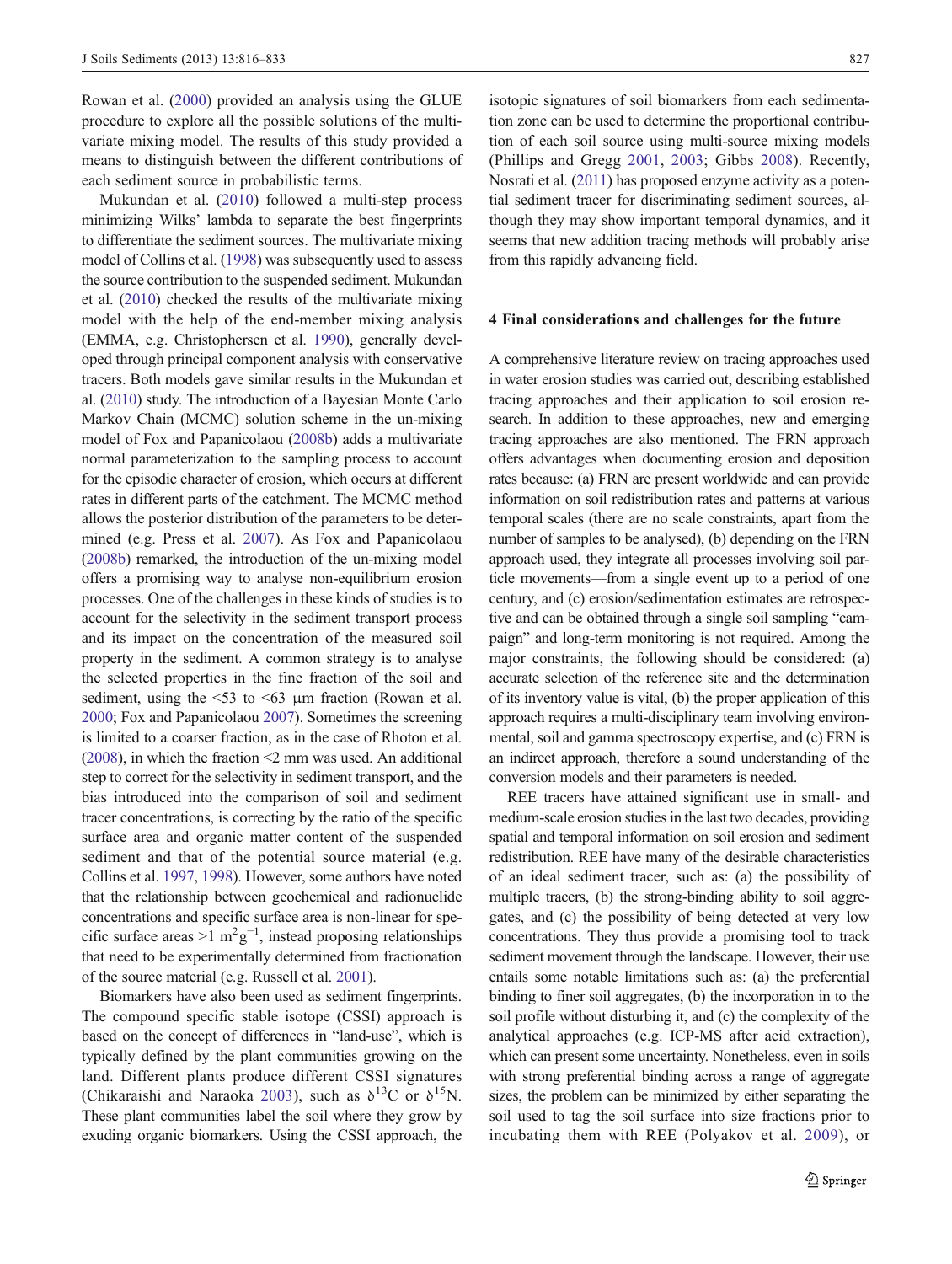Rowan et al. (2000) provided an analysis using the GLUE procedure to explore all the possible solutions of the multivariate mixing model. The results of this study provided a means to distinguish between the different contributions of each sediment source in probabilistic terms.

Mukundan et al. (2010) followed a multi-step process minimizing Wilks' lambda to separate the best fingerprints to differentiate the sediment sources. The multivariate mixing model of Collins et al. (1998) was subsequently used to assess the source contribution to the suspended sediment. Mukundan et al. (2010) checked the results of the multivariate mixing model with the help of the end-member mixing analysis (EMMA, e.g. Christophersen et al. 1990), generally developed through principal component analysis with conservative tracers. Both models gave similar results in the Mukundan et al. (2010) study. The introduction of a Bayesian Monte Carlo Markov Chain (MCMC) solution scheme in the un-mixing model of Fox and Papanicolaou (2008b) adds a multivariate normal parameterization to the sampling process to account for the episodic character of erosion, which occurs at different rates in different parts of the catchment. The MCMC method allows the posterior distribution of the parameters to be determined (e.g. Press et al. 2007). As Fox and Papanicolaou (2008b) remarked, the introduction of the un-mixing model offers a promising way to analyse non-equilibrium erosion processes. One of the challenges in these kinds of studies is to account for the selectivity in the sediment transport process and its impact on the concentration of the measured soil property in the sediment. A common strategy is to analyse the selected properties in the fine fraction of the soil and sediment, using the <53 to <63 μm fraction (Rowan et al. 2000; Fox and Papanicolaou 2007). Sometimes the screening is limited to a coarser fraction, as in the case of Rhoton et al. (2008), in which the fraction <2 mm was used. An additional step to correct for the selectivity in sediment transport, and the bias introduced into the comparison of soil and sediment tracer concentrations, is correcting by the ratio of the specific surface area and organic matter content of the suspended sediment and that of the potential source material (e.g. Collins et al. 1997, 1998). However, some authors have noted that the relationship between geochemical and radionuclide concentrations and specific surface area is non-linear for specific surface areas >1 $m^2g^{-1}$, instead proposing relationships that need to be experimentally determined from fractionation of the source material (e.g. Russell et al. 2001).

Biomarkers have also been used as sediment fingerprints. The compound specific stable isotope (CSSI) approach is based on the concept of differences in "land-use", which is typically defined by the plant communities growing on the land. Different plants produce different CSSI signatures (Chikaraishi and Naraoka 2003), such as $\delta^{13}C$ or $\delta^{15}N$. These plant communities label the soil where they grow by exuding organic biomarkers. Using the CSSI approach, the isotopic signatures of soil biomarkers from each sedimentation zone can be used to determine the proportional contribution of each soil source using multi-source mixing models (Phillips and Gregg 2001, 2003; Gibbs 2008). Recently, Nosrati et al. (2011) has proposed enzyme activity as a potential sediment tracer for discriminating sediment sources, although they may show important temporal dynamics, and it seems that new addition tracing methods will probably arise from this rapidly advancing field.

## 4 Final considerations and challenges for the future

A comprehensive literature review on tracing approaches used in water erosion studies was carried out, describing established tracing approaches and their application to soil erosion research. In addition to these approaches, new and emerging tracing approaches are also mentioned. The FRN approach offers advantages when documenting erosion and deposition rates because: (a) FRN are present worldwide and can provide information on soil redistribution rates and patterns at various temporal scales (there are no scale constraints, apart from the number of samples to be analysed), (b) depending on the FRN approach used, they integrate all processes involving soil particle movements—from a single event up to a period of one century, and (c) erosion/sedimentation estimates are retrospective and can be obtained through a single soil sampling "campaign" and long-term monitoring is not required. Among the major constraints, the following should be considered: (a) accurate selection of the reference site and the determination of its inventory value is vital, (b) the proper application of this approach requires a multi-disciplinary team involving environmental, soil and gamma spectroscopy expertise, and (c) FRN is an indirect approach, therefore a sound understanding of the conversion models and their parameters is needed.

REE tracers have attained significant use in small- and medium-scale erosion studies in the last two decades, providing spatial and temporal information on soil erosion and sediment redistribution. REE have many of the desirable characteristics of an ideal sediment tracer, such as: (a) the possibility of multiple tracers, (b) the strong-binding ability to soil aggregates, and (c) the possibility of being detected at very low concentrations. They thus provide a promising tool to track sediment movement through the landscape. However, their use entails some notable limitations such as: (a) the preferential binding to finer soil aggregates, (b) the incorporation in to the soil profile without disturbing it, and (c) the complexity of the analytical approaches (e.g. ICP-MS after acid extraction), which can present some uncertainty. Nonetheless, even in soils with strong preferential binding across a range of aggregate sizes, the problem can be minimized by either separating the soil used to tag the soil surface into size fractions prior to incubating them with REE (Polyakov et al. 2009), or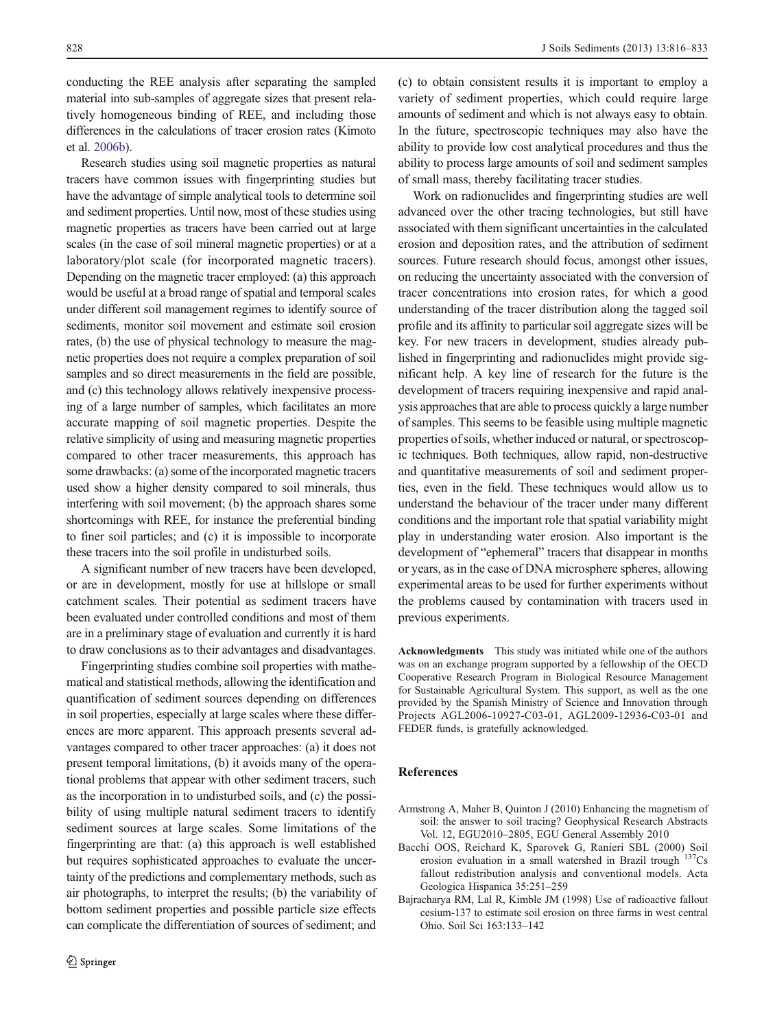conducting the REE analysis after separating the sampled material into sub-samples of aggregate sizes that present relatively homogeneous binding of REE, and including those differences in the calculations of tracer erosion rates (Kimoto et al. 2006b).

Research studies using soil magnetic properties as natural tracers have common issues with fingerprinting studies but have the advantage of simple analytical tools to determine soil and sediment properties. Until now, most of these studies using magnetic properties as tracers have been carried out at large scales (in the case of soil mineral magnetic properties) or at a laboratory/plot scale (for incorporated magnetic tracers). Depending on the magnetic tracer employed: (a) this approach would be useful at a broad range of spatial and temporal scales under different soil management regimes to identify source of sediments, monitor soil movement and estimate soil erosion rates, (b) the use of physical technology to measure the magnetic properties does not require a complex preparation of soil samples and so direct measurements in the field are possible, and (c) this technology allows relatively inexpensive processing of a large number of samples, which facilitates an more accurate mapping of soil magnetic properties. Despite the relative simplicity of using and measuring magnetic properties compared to other tracer measurements, this approach has some drawbacks: (a) some of the incorporated magnetic tracers used show a higher density compared to soil minerals, thus interfering with soil movement; (b) the approach shares some shortcomings with REE, for instance the preferential binding to finer soil particles; and (c) it is impossible to incorporate these tracers into the soil profile in undisturbed soils.

A significant number of new tracers have been developed, or are in development, mostly for use at hillslope or small catchment scales. Their potential as sediment tracers have been evaluated under controlled conditions and most of them are in a preliminary stage of evaluation and currently it is hard to draw conclusions as to their advantages and disadvantages.

Fingerprinting studies combine soil properties with mathematical and statistical methods, allowing the identification and quantification of sediment sources depending on differences in soil properties, especially at large scales where these differences are more apparent. This approach presents several advantages compared to other tracer approaches: (a) it does not present temporal limitations, (b) it avoids many of the operational problems that appear with other sediment tracers, such as the incorporation in to undisturbed soils, and (c) the possibility of using multiple natural sediment tracers to identify sediment sources at large scales. Some limitations of the fingerprinting are that: (a) this approach is well established but requires sophisticated approaches to evaluate the uncertainty of the predictions and complementary methods, such as air photographs, to interpret the results; (b) the variability of bottom sediment properties and possible particle size effects can complicate the differentiation of sources of sediment; and (c) to obtain consistent results it is important to employ a variety of sediment properties, which could require large amounts of sediment and which is not always easy to obtain. In the future, spectroscopic techniques may also have the ability to provide low cost analytical procedures and thus the ability to process large amounts of soil and sediment samples of small mass, thereby facilitating tracer studies.

Work on radionuclides and fingerprinting studies are well advanced over the other tracing technologies, but still have associated with them significant uncertainties in the calculated erosion and deposition rates, and the attribution of sediment sources. Future research should focus, amongst other issues, on reducing the uncertainty associated with the conversion of tracer concentrations into erosion rates, for which a good understanding of the tracer distribution along the tagged soil profile and its affinity to particular soil aggregate sizes will be key. For new tracers in development, studies already published in fingerprinting and radionuclides might provide significant help. A key line of research for the future is the development of tracers requiring inexpensive and rapid analysis approaches that are able to process quickly a large number of samples. This seems to be feasible using multiple magnetic properties of soils, whether induced or natural, or spectroscopic techniques. Both techniques, allow rapid, non-destructive and quantitative measurements of soil and sediment properties, even in the field. These techniques would allow us to understand the behaviour of the tracer under many different conditions and the important role that spatial variability might play in understanding water erosion. Also important is the development of "ephemeral" tracers that disappear in months or years, as in the case of DNA microsphere spheres, allowing experimental areas to be used for further experiments without the problems caused by contamination with tracers used in previous experiments.

**Acknowledgments** This study was initiated while one of the authors was on an exchange program supported by a fellowship of the OECD Cooperative Research Program in Biological Resource Management for Sustainable Agricultural System. This support, as well as the one provided by the Spanish Ministry of Science and Innovation through Projects AGL2006-10927-C03-01, AGL2009-12936-C03-01 and FEDER funds, is gratefully acknowledged.

## References

Armstrong A, Maher B, Quinton J (2010) Enhancing the magnetism of soil: the answer to soil tracing? Geophysical Research Abstracts Vol. 12, EGU2010–2805, EGU General Assembly 2010

Bacchi OOS, Reichard K, Sparovek G, Ranieri SBL (2000) Soil erosion evaluation in a small watershed in Brazil trough $^{137}Cs$ fallout redistribution analysis and conventional models. Acta Geologica Hispanica 35:251–259

Bajracharya RM, Lal R, Kimble JM (1998) Use of radioactive fallout cesium-137 to estimate soil erosion on three farms in west central Ohio. Soil Sci 163:133–142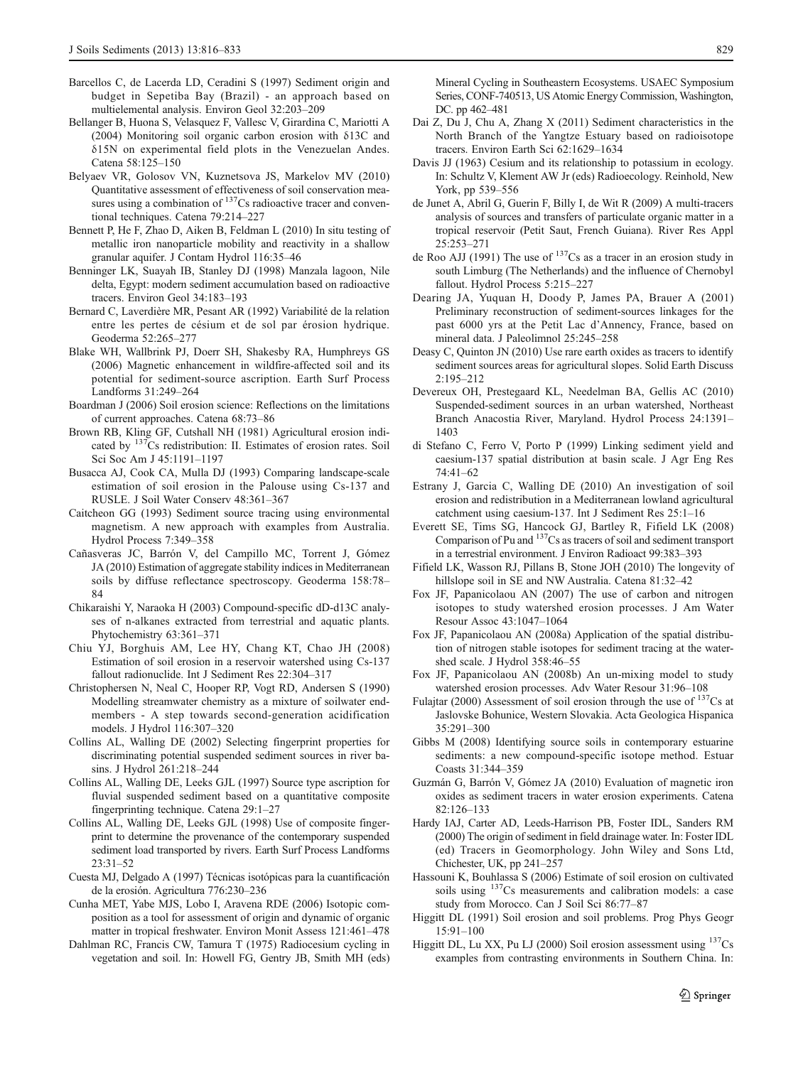Barcellos C, de Lacerda LD, Ceradini S (1997) Sediment origin and budget in Sepetiba Bay (Brazil) - an approach based on multielemental analysis. Environ Geol 32:203–209

Bellanger B, Huona S, Velasquez F, Vallesc V, Girardina C, Mariotti A (2004) Monitoring soil organic carbon erosion with δ13C and δ15N on experimental field plots in the Venezuelan Andes. Catena 58:125–150

Belyaev VR, Golosov VN, Kuznetsova JS, Markelov MV (2010) Quantitative assessment of effectiveness of soil conservation measures using a combination of $^{137}$Cs radioactive tracer and conventional techniques. Catena 79:214–227

Bennett P, He F, Zhao D, Aiken B, Feldman L (2010) In situ testing of metallic iron nanoparticle mobility and reactivity in a shallow granular aquifer. J Contam Hydrol 116:35–46

Benninger LK, Suayah IB, Stanley DJ (1998) Manzala lagoon, Nile delta, Egypt: modern sediment accumulation based on radioactive tracers. Environ Geol 34:183–193

Bernard C, Laverdière MR, Pesant AR (1992) Variabilité de la relation entre les pertes de césium et de sol par érosion hydrique. Geoderma 52:265–277

Blake WH, Wallbrink PJ, Doerr SH, Shakesby RA, Humphreys GS (2006) Magnetic enhancement in wildfire-affected soil and its potential for sediment-source ascription. Earth Surf Process Landforms 31:249–264

Boardman J (2006) Soil erosion science: Reflections on the limitations of current approaches. Catena 68:73–86

Brown RB, Kling GF, Cutshall NH (1981) Agricultural erosion indicated by $^{137}$Cs redistribution: II. Estimates of erosion rates. Soil Sci Soc Am J 45:1191–1197

Busacca AJ, Cook CA, Mulla DJ (1993) Comparing landscape-scale estimation of soil erosion in the Palouse using Cs-137 and RUSLE. J Soil Water Conserv 48:361–367

Caitcheon GG (1993) Sediment source tracing using environmental magnetism. A new approach with examples from Australia. Hydrol Process 7:349–358

Cañasveras JC, Barrón V, del Campillo MC, Torrent J, Gómez JA (2010) Estimation of aggregate stability indices in Mediterranean soils by diffuse reflectance spectroscopy. Geoderma 158:78–84

Chikaraishi Y, Naraoka H (2003) Compound-specific dD-d13C analyses of n-alkanes extracted from terrestrial and aquatic plants. Phytochemistry 63:361–371

Chiu YJ, Borghuis AM, Lee HY, Chang KT, Chao JH (2008) Estimation of soil erosion in a reservoir watershed using Cs-137 fallout radionuclide. Int J Sediment Res 22:304–317

Christophersen N, Neal C, Hooper RP, Vogt RD, Andersen S (1990) Modelling streamwater chemistry as a mixture of soilwater endmembers - A step towards second-generation acidification models. J Hydrol 116:307–320

Collins AL, Walling DE (2002) Selecting fingerprint properties for discriminating potential suspended sediment sources in river basins. J Hydrol 261:218–244

Collins AL, Walling DE, Leeks GJL (1997) Source type ascription for fluvial suspended sediment based on a quantitative composite fingerprinting technique. Catena 29:1–27

Collins AL, Walling DE, Leeks GJL (1998) Use of composite fingerprint to determine the provenance of the contemporary suspended sediment load transported by rivers. Earth Surf Process Landforms 23:31–52

Cuesta MJ, Delgado A (1997) Técnicas isotópicas para la cuantificación de la erosión. Agricultura 776:230–236

Cunha MET, Yabe MJS, Lobo I, Aravena RDE (2006) Isotopic composition as a tool for assessment of origin and dynamic of organic matter in tropical freshwater. Environ Monit Assess 121:461–478

Dahlman RC, Francis CW, Tamura T (1975) Radiocesium cycling in vegetation and soil. In: Howell FG, Gentry JB, Smith MH (eds) Mineral Cycling in Southeastern Ecosystems. USAEC Symposium Series, CONF-740513, US Atomic Energy Commission, Washington, DC. pp 462–481

Dai Z, Du J, Chu A, Zhang X (2011) Sediment characteristics in the North Branch of the Yangtze Estuary based on radioisotope tracers. Environ Earth Sci 62:1629–1634

Davis JJ (1963) Cesium and its relationship to potassium in ecology. In: Schultz V, Klement AW Jr (eds) Radioecology. Reinhold, New York, pp 539–556

de Junet A, Abril G, Guerin F, Billy I, de Wit R (2009) A multi-tracers analysis of sources and transfers of particulate organic matter in a tropical reservoir (Petit Saut, French Guiana). River Res Appl 25:253–271

de Roo AJJ (1991) The use of $^{137}$Cs as a tracer in an erosion study in south Limburg (The Netherlands) and the influence of Chernobyl fallout. Hydrol Process 5:215–227

Dearing JA, Yuquan H, Doody P, James PA, Brauer A (2001) Preliminary reconstruction of sediment-sources linkages for the past 6000 yrs at the Petit Lac d'Annency, France, based on mineral data. J Paleolimnol 25:245–258

Deasy C, Quinton JN (2010) Use rare earth oxides as tracers to identify sediment sources areas for agricultural slopes. Solid Earth Discuss 2:195–212

Devereux OH, Prestegaard KL, Needelman BA, Gellis AC (2010) Suspended-sediment sources in an urban watershed, Northeast Branch Anacostia River, Maryland. Hydrol Process 24:1391–1403

di Stefano C, Ferro V, Porto P (1999) Linking sediment yield and caesium-137 spatial distribution at basin scale. J Agr Eng Res 74:41–62

Estrany J, Garcia C, Walling DE (2010) An investigation of soil erosion and redistribution in a Mediterranean lowland agricultural catchment using caesium-137. Int J Sediment Res 25:1–16

Everett SE, Tims SG, Hancock GJ, Bartley R, Fifield LK (2008) Comparison of Pu and $^{137}$Cs as tracers of soil and sediment transport in a terrestrial environment. J Environ Radioact 99:383–393

Fifield LK, Wasson RJ, Pillans B, Stone JOH (2010) The longevity of hillslope soil in SE and NW Australia. Catena 81:32–42

Fox JF, Papanicolaou AN (2007) The use of carbon and nitrogen isotopes to study watershed erosion processes. J Am Water Resour Assoc 43:1047–1064

Fox JF, Papanicolaou AN (2008a) Application of the spatial distribution of nitrogen stable isotopes for sediment tracing at the watershed scale. J Hydrol 358:46–55

Fox JF, Papanicolaou AN (2008b) An un-mixing model to study watershed erosion processes. Adv Water Resour 31:96–108

Fulajtar (2000) Assessment of soil erosion through the use of $^{137}$Cs at Jaslovske Bohunice, Western Slovakia. Acta Geologica Hispanica 35:291–300

Gibbs M (2008) Identifying source soils in contemporary estuarine sediments: a new compound-specific isotope method. Estuar Coasts 31:344–359

Guzmán G, Barrón V, Gómez JA (2010) Evaluation of magnetic iron oxides as sediment tracers in water erosion experiments. Catena 82:126–133

Hardy IAJ, Carter AD, Leeds-Harrison PB, Foster IDL, Sanders RM (2000) The origin of sediment in field drainage water. In: Foster IDL (ed) Tracers in Geomorphology. John Wiley and Sons Ltd, Chichester, UK, pp 241–257

Hassouni K, Bouhlassa S (2006) Estimate of soil erosion on cultivated soils using $^{137}$Cs measurements and calibration models: a case study from Morocco. Can J Soil Sci 86:77–87

Higgitt DL (1991) Soil erosion and soil problems. Prog Phys Geogr 15:91–100

Higgitt DL, Lu XX, Pu LJ (2000) Soil erosion assessment using $^{137}$Cs examples from contrasting environments in Southern China. In: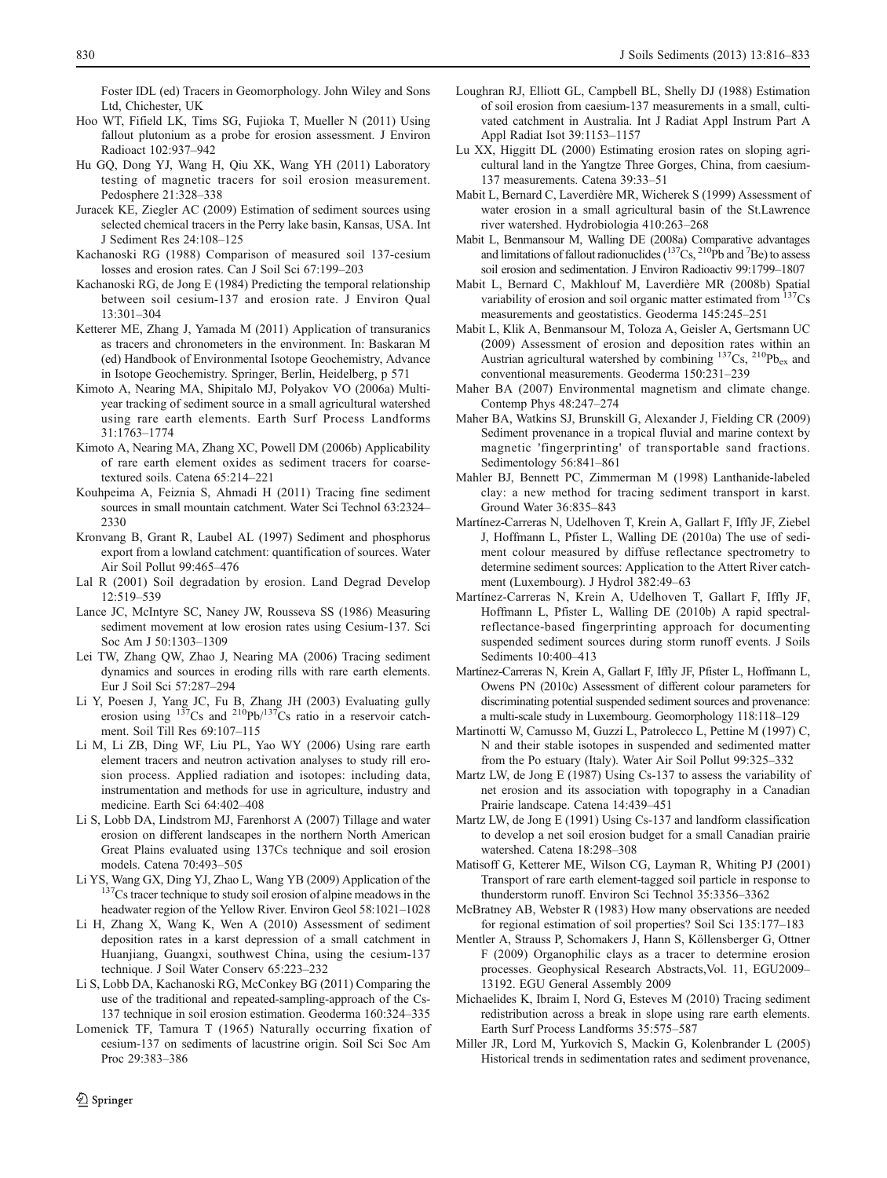Foster IDL (ed) Tracers in Geomorphology. John Wiley and Sons Ltd, Chichester, UK

Hoo WT, Fifield LK, Tims SG, Fujioka T, Mueller N (2011) Using fallout plutonium as a probe for erosion assessment. J Environ Radioact 102:937–942

Hu GQ, Dong YJ, Wang H, Qiu XK, Wang YH (2011) Laboratory testing of magnetic tracers for soil erosion measurement. Pedosphere 21:328–338

Juracek KE, Ziegler AC (2009) Estimation of sediment sources using selected chemical tracers in the Perry lake basin, Kansas, USA. Int J Sediment Res 24:108–125

Kachanoski RG (1988) Comparison of measured soil 137-cesium losses and erosion rates. Can J Soil Sci 67:199–203

Kachanoski RG, de Jong E (1984) Predicting the temporal relationship between soil cesium-137 and erosion rate. J Environ Qual 13:301–304

Ketterer ME, Zhang J, Yamada M (2011) Application of transuranics as tracers and chronometers in the environment. In: Baskaran M (ed) Handbook of Environmental Isotope Geochemistry, Advance in Isotope Geochemistry. Springer, Berlin, Heidelberg, p 571

Kimoto A, Nearing MA, Shipitalo MJ, Polyakov VO (2006a) Multi-year tracking of sediment source in a small agricultural watershed using rare earth elements. Earth Surf Process Landforms 31:1763–1774

Kimoto A, Nearing MA, Zhang XC, Powell DM (2006b) Applicability of rare earth element oxides as sediment tracers for coarse-textured soils. Catena 65:214–221

Kouhpeima A, Feiznia S, Ahmadi H (2011) Tracing fine sediment sources in small mountain catchment. Water Sci Technol 63:2324–2330

Kronvang B, Grant R, Laubel AL (1997) Sediment and phosphorus export from a lowland catchment: quantification of sources. Water Air Soil Pollut 99:465–476

Lal R (2001) Soil degradation by erosion. Land Degrad Develop 12:519–539

Lance JC, McIntyre SC, Naney JW, Rousseva SS (1986) Measuring sediment movement at low erosion rates using Cesium-137. Sci Soc Am J 50:1303–1309

Lei TW, Zhang QW, Zhao J, Nearing MA (2006) Tracing sediment dynamics and sources in eroding rills with rare earth elements. Eur J Soil Sci 57:287–294

Li Y, Poesen J, Yang JC, Fu B, Zhang JH (2003) Evaluating gully erosion using $^{137}$Cs and $^{210}$Pb/$^{137}$Cs ratio in a reservoir catchment. Soil Till Res 69:107–115

Li M, Li ZB, Ding WF, Liu PL, Yao WY (2006) Using rare earth element tracers and neutron activation analyses to study rill erosion process. Applied radiation and isotopes: including data, instrumentation and methods for use in agriculture, industry and medicine. Earth Sci 64:402–408

Li S, Lobb DA, Lindstrom MJ, Farenhorst A (2007) Tillage and water erosion on different landscapes in the northern North American Great Plains evaluated using 137Cs technique and soil erosion models. Catena 70:493–505

Li YS, Wang GX, Ding YJ, Zhao L, Wang YB (2009) Application of the $^{137}$Cs tracer technique to study soil erosion of alpine meadows in the headwater region of the Yellow River. Environ Geol 58:1021–1028

Li H, Zhang X, Wang K, Wen A (2010) Assessment of sediment deposition rates in a karst depression of a small catchment in Huanjiang, Guangxi, southwest China, using the cesium-137 technique. J Soil Water Conserv 65:223–232

Li S, Lobb DA, Kachanoski RG, McConkey BG (2011) Comparing the use of the traditional and repeated-sampling-approach of the Cs-137 technique in soil erosion estimation. Geoderma 160:324–335

Lomenick TF, Tamura T (1965) Naturally occurring fixation of cesium-137 on sediments of lacustrine origin. Soil Sci Soc Am Proc 29:383–386

Loughran RJ, Elliott GL, Campbell BL, Shelly DJ (1988) Estimation of soil erosion from caesium-137 measurements in a small, cultivated catchment in Australia. Int J Radiat Appl Instrum Part A Appl Radiat Isot 39:1153–1157

Lu XX, Higgitt DL (2000) Estimating erosion rates on sloping agricultural land in the Yangtze Three Gorges, China, from caesium-137 measurements. Catena 39:33–51

Mabit L, Bernard C, Laverdière MR, Wicherek S (1999) Assessment of water erosion in a small agricultural basin of the St.Lawrence river watershed. Hydrobiologia 410:263–268

Mabit L, Benmansour M, Walling DE (2008a) Comparative advantages and limitations of fallout radionuclides ($^{137}$Cs, $^{210}$Pb and $^{7}$Be) to assess soil erosion and sedimentation. J Environ Radioactiv 99:1799–1807

Mabit L, Bernard C, Makhlouf M, Laverdière MR (2008b) Spatial variability of erosion and soil organic matter estimated from $^{137}$Cs measurements and geostatistics. Geoderma 145:245–251

Mabit L, Klik A, Benmansour M, Toloza A, Geisler A, Gertsmann UC (2009) Assessment of erosion and deposition rates within an Austrian agricultural watershed by combining $^{137}$Cs, $^{210}$Pb$_{ex}$ and conventional measurements. Geoderma 150:231–239

Maher BA (2007) Environmental magnetism and climate change. Contemp Phys 48:247–274

Maher BA, Watkins SJ, Brunskill G, Alexander J, Fielding CR (2009) Sediment provenance in a tropical fluvial and marine context by magnetic 'fingerprinting' of transportable sand fractions. Sedimentology 56:841–861

Mahler BJ, Bennett PC, Zimmerman M (1998) Lanthanide-labeled clay: a new method for tracing sediment transport in karst. Ground Water 36:835–843

Martínez-Carreras N, Udelhoven T, Krein A, Gallart F, Iffly JF, Ziebel J, Hoffmann L, Pfister L, Walling DE (2010a) The use of sediment colour measured by diffuse reflectance spectrometry to determine sediment sources: Application to the Attert River catchment (Luxembourg). J Hydrol 382:49–63

Martínez-Carreras N, Krein A, Udelhoven T, Gallart F, Iffly JF, Hoffmann L, Pfister L, Walling DE (2010b) A rapid spectral-reflectance-based fingerprinting approach for documenting suspended sediment sources during storm runoff events. J Soils Sediments 10:400–413

Martínez-Carreras N, Krein A, Gallart F, Iffly JF, Pfister L, Hoffmann L, Owens PN (2010c) Assessment of different colour parameters for discriminating potential suspended sediment sources and provenance: a multi-scale study in Luxembourg. Geomorphology 118:118–129

Martinotti W, Camusso M, Guzzi L, Patrolecco L, Pettine M (1997) C, N and their stable isotopes in suspended and sedimented matter from the Po estuary (Italy). Water Air Soil Pollut 99:325–332

Martz LW, de Jong E (1987) Using Cs-137 to assess the variability of net erosion and its association with topography in a Canadian Prairie landscape. Catena 14:439–451

Martz LW, de Jong E (1991) Using Cs-137 and landform classification to develop a net soil erosion budget for a small Canadian prairie watershed. Catena 18:298–308

Matisoff G, Ketterer ME, Wilson CG, Layman R, Whiting PJ (2001) Transport of rare earth element-tagged soil particle in response to thunderstorm runoff. Environ Sci Technol 35:3356–3362

McBratney AB, Webster R (1983) How many observations are needed for regional estimation of soil properties? Soil Sci 135:177–183

Mentler A, Strauss P, Schomakers J, Hann S, Köllensberger G, Ottner F (2009) Organophilic clays as a tracer to determine erosion processes. Geophysical Research Abstracts,Vol. 11, EGU2009–13192. EGU General Assembly 2009

Michaelides K, Ibraim I, Nord G, Esteves M (2010) Tracing sediment redistribution across a break in slope using rare earth elements. Earth Surf Process Landforms 35:575–587

Miller JR, Lord M, Yurkovich S, Mackin G, Kolenbrander L (2005) Historical trends in sedimentation rates and sediment provenance,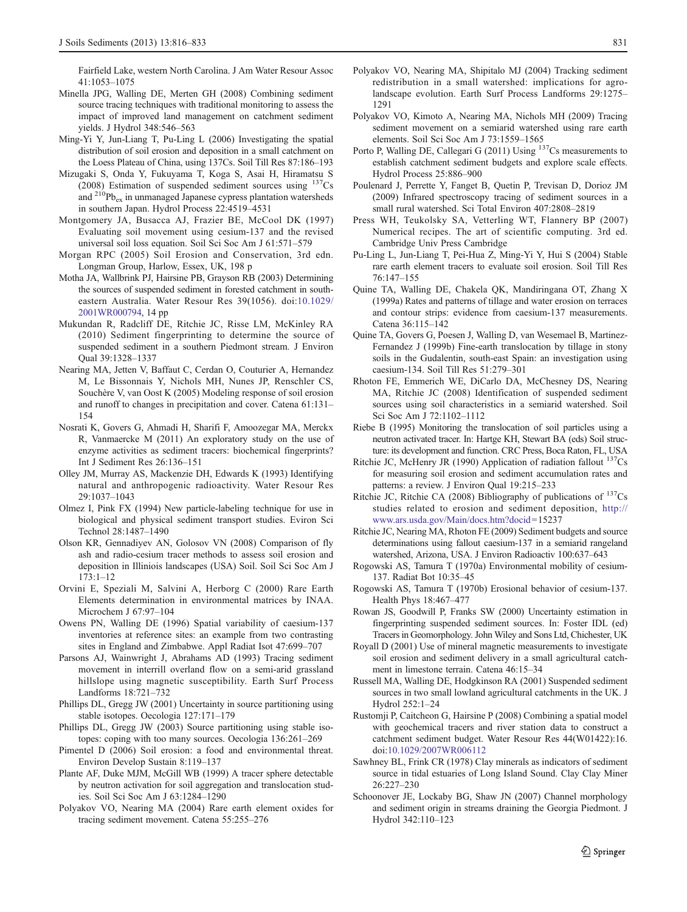Fairfield Lake, western North Carolina. J Am Water Resour Assoc 41:1053–1075

Minella JPG, Walling DE, Merten GH (2008) Combining sediment source tracing techniques with traditional monitoring to assess the impact of improved land management on catchment sediment yields. J Hydrol 348:546–563

Ming-Yi Y, Jun-Liang T, Pu-Ling L (2006) Investigating the spatial distribution of soil erosion and deposition in a small catchment on the Loess Plateau of China, using 137Cs. Soil Till Res 87:186–193

Mizugaki S, Onda Y, Fukuyama T, Koga S, Asai H, Hiramatsu S (2008) Estimation of suspended sediment sources using $^{137}$Cs and $^{210}$Pb$_{ex}$ in unmanaged Japanese cypress plantation watersheds in southern Japan. Hydrol Process 22:4519–4531

Montgomery JA, Busacca AJ, Frazier BE, McCool DK (1997) Evaluating soil movement using cesium-137 and the revised universal soil loss equation. Soil Sci Soc Am J 61:571–579

Morgan RPC (2005) Soil Erosion and Conservation, 3rd edn. Longman Group, Harlow, Essex, UK, 198 p

Motha JA, Wallbrink PJ, Hairsine PB, Grayson RB (2003) Determining the sources of suspended sediment in forested catchment in south-eastern Australia. Water Resour Res 39(1056). doi:10.1029/2001WR000794, 14 pp

Mukundan R, Radcliff DE, Ritchie JC, Risse LM, McKinley RA (2010) Sediment fingerprinting to determine the source of suspended sediment in a southern Piedmont stream. J Environ Qual 39:1328–1337

Nearing MA, Jetten V, Baffaut C, Cerdan O, Couturier A, Hernandez M, Le Bissonnais Y, Nichols MH, Nunes JP, Renschler CS, Souchère V, van Oost K (2005) Modeling response of soil erosion and runoff to changes in precipitation and cover. Catena 61:131–154

Nosrati K, Govers G, Ahmadi H, Sharifi F, Amoozegar MA, Merckx R, Vanmaercke M (2011) An exploratory study on the use of enzyme activities as sediment tracers: biochemical fingerprints? Int J Sediment Res 26:136–151

Olley JM, Murray AS, Mackenzie DH, Edwards K (1993) Identifying natural and anthropogenic radioactivity. Water Resour Res 29:1037–1043

Olmez I, Pink FX (1994) New particle-labeling technique for use in biological and physical sediment transport studies. Eviron Sci Technol 28:1487–1490

Olson KR, Gennadiyev AN, Golosov VN (2008) Comparison of fly ash and radio-cesium tracer methods to assess soil erosion and deposition in Illiniois landscapes (USA) Soil. Soil Sci Soc Am J 173:1–12

Orvini E, Speziali M, Salvini A, Herborg C (2000) Rare Earth Elements determination in environmental matrices by INAA. Microchem J 67:97–104

Owens PN, Walling DE (1996) Spatial variability of caesium-137 inventories at reference sites: an example from two contrasting sites in England and Zimbabwe. Appl Radiat Isot 47:699–707

Parsons AJ, Wainwright J, Abrahams AD (1993) Tracing sediment movement in interrill overland flow on a semi-arid grassland hillslope using magnetic susceptibility. Earth Surf Process Landforms 18:721–732

Phillips DL, Gregg JW (2001) Uncertainty in source partitioning using stable isotopes. Oecologia 127:171–179

Phillips DL, Gregg JW (2003) Source partitioning using stable isotopes: coping with too many sources. Oecologia 136:261–269

Pimentel D (2006) Soil erosion: a food and environmental threat. Environ Develop Sustain 8:119–137

Plante AF, Duke MJM, McGill WB (1999) A tracer sphere detectable by neutron activation for soil aggregation and translocation studies. Soil Sci Soc Am J 63:1284–1290

Polyakov VO, Nearing MA (2004) Rare earth element oxides for tracing sediment movement. Catena 55:255–276

Polyakov VO, Nearing MA, Shipitalo MJ (2004) Tracking sediment redistribution in a small watershed: implications for agro-landscape evolution. Earth Surf Process Landforms 29:1275–1291

Polyakov VO, Kimoto A, Nearing MA, Nichols MH (2009) Tracing sediment movement on a semiarid watershed using rare earth elements. Soil Sci Soc Am J 73:1559–1565

Porto P, Walling DE, Callegari G (2011) Using $^{137}$Cs measurements to establish catchment sediment budgets and explore scale effects. Hydrol Process 25:886–900

Poulenard J, Perrette Y, Fanget B, Quetin P, Trevisan D, Dorioz JM (2009) Infrared spectroscopy tracing of sediment sources in a small rural watershed. Sci Total Environ 407:2808–2819

Press WH, Teukolsky SA, Vetterling WT, Flannery BP (2007) Numerical recipes. The art of scientific computing. 3rd ed. Cambridge Univ Press Cambridge

Pu-Ling L, Jun-Liang T, Pei-Hua Z, Ming-Yi Y, Hui S (2004) Stable rare earth element tracers to evaluate soil erosion. Soil Till Res 76:147–155

Quine TA, Walling DE, Chakela QK, Mandiringana OT, Zhang X (1999a) Rates and patterns of tillage and water erosion on terraces and contour strips: evidence from caesium-137 measurements. Catena 36:115–142

Quine TA, Govers G, Poesen J, Walling D, van Wesemael B, Martinez-Fernandez J (1999b) Fine-earth translocation by tillage in stony soils in the Gudalentin, south-east Spain: an investigation using caesium-134. Soil Till Res 51:279–301

Rhoton FE, Emmerich WE, DiCarlo DA, McChesney DS, Nearing MA, Ritchie JC (2008) Identification of suspended sediment sources using soil characteristics in a semiarid watershed. Soil Sci Soc Am J 72:1102–1112

Riebe B (1995) Monitoring the translocation of soil particles using a neutron activated tracer. In: Hartge KH, Stewart BA (eds) Soil structure: its development and function. CRC Press, Boca Raton, FL, USA

Ritchie JC, McHenry JR (1990) Application of radiation fallout $^{137}$Cs for measuring soil erosion and sediment accumulation rates and patterns: a review. J Environ Qual 19:215–233

Ritchie JC, Ritchie CA (2008) Bibliography of publications of $^{137}$Cs studies related to erosion and sediment deposition, http://www.ars.usda.gov/Main/docs.htm?docid=15237

Ritchie JC, Nearing MA, Rhoton FE (2009) Sediment budgets and source determinations using fallout caesium-137 in a semiarid rangeland watershed, Arizona, USA. J Environ Radioactiv 100:637–643

Rogowski AS, Tamura T (1970a) Environmental mobility of cesium-137. Radiat Bot 10:35–45

Rogowski AS, Tamura T (1970b) Erosional behavior of cesium-137. Health Phys 18:467–477

Rowan JS, Goodwill P, Franks SW (2000) Uncertainty estimation in fingerprinting suspended sediment sources. In: Foster IDL (ed) Tracers in Geomorphology. John Wiley and Sons Ltd, Chichester, UK

Royall D (2001) Use of mineral magnetic measurements to investigate soil erosion and sediment delivery in a small agricultural catchment in limestone terrain. Catena 46:15–34

Russell MA, Walling DE, Hodgkinson RA (2001) Suspended sediment sources in two small lowland agricultural catchments in the UK. J Hydrol 252:1–24

Rustomji P, Caitcheon G, Hairsine P (2008) Combining a spatial model with geochemical tracers and river station data to construct a catchment sediment budget. Water Resour Res 44(W01422):16. doi:10.1029/2007WR006112

Sawhney BL, Frink CR (1978) Clay minerals as indicators of sediment source in tidal estuaries of Long Island Sound. Clay Clay Miner 26:227–230

Schoonover JE, Lockaby BG, Shaw JN (2007) Channel morphology and sediment origin in streams draining the Georgia Piedmont. J Hydrol 342:110–123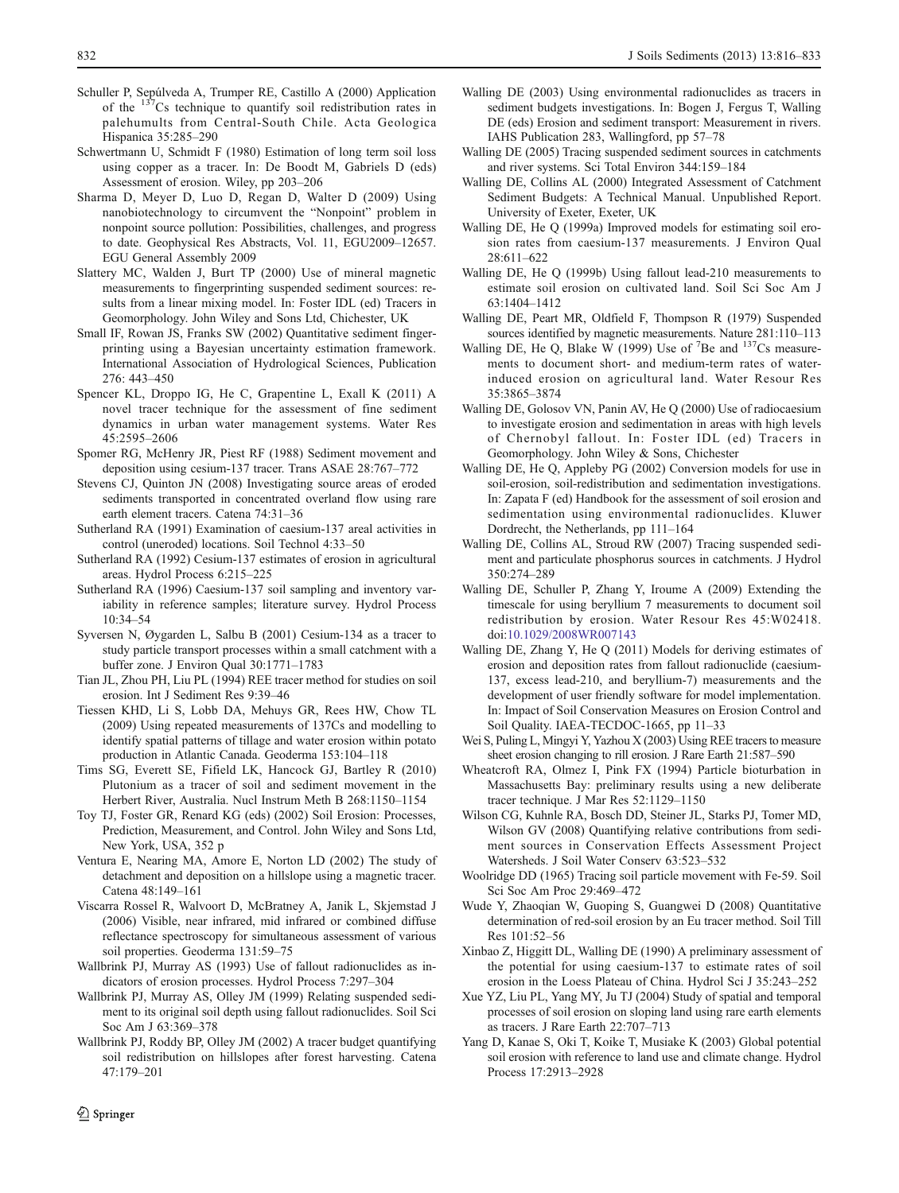Schuller P, Sepúlveda A, Trumper RE, Castillo A (2000) Application of the $^{137}Cs$ technique to quantify soil redistribution rates in palehumults from Central-South Chile. Acta Geologica Hispanica 35:285–290

Schwertmann U, Schmidt F (1980) Estimation of long term soil loss using copper as a tracer. In: De Boodt M, Gabriels D (eds) Assessment of erosion. Wiley, pp 203–206

Sharma D, Meyer D, Luo D, Regan D, Walter D (2009) Using nanobiotechnology to circumvent the "Nonpoint" problem in nonpoint source pollution: Possibilities, challenges, and progress to date. Geophysical Res Abstracts, Vol. 11, EGU2009–12657. EGU General Assembly 2009

Slattery MC, Walden J, Burt TP (2000) Use of mineral magnetic measurements to fingerprinting suspended sediment sources: results from a linear mixing model. In: Foster IDL (ed) Tracers in Geomorphology. John Wiley and Sons Ltd, Chichester, UK

Small IF, Rowan JS, Franks SW (2002) Quantitative sediment fingerprinting using a Bayesian uncertainty estimation framework. International Association of Hydrological Sciences, Publication 276: 443–450

Spencer KL, Droppo IG, He C, Grapentine L, Exall K (2011) A novel tracer technique for the assessment of fine sediment dynamics in urban water management systems. Water Res 45:2595–2606

Spomer RG, McHenry JR, Piest RF (1988) Sediment movement and deposition using cesium-137 tracer. Trans ASAE 28:767–772

Stevens CJ, Quinton JN (2008) Investigating source areas of eroded sediments transported in concentrated overland flow using rare earth element tracers. Catena 74:31–36

Sutherland RA (1991) Examination of caesium-137 areal activities in control (uneroded) locations. Soil Technol 4:33–50

Sutherland RA (1992) Cesium-137 estimates of erosion in agricultural areas. Hydrol Process 6:215–225

Sutherland RA (1996) Caesium-137 soil sampling and inventory variability in reference samples; literature survey. Hydrol Process 10:34–54

Syversen N, Øygarden L, Salbu B (2001) Cesium-134 as a tracer to study particle transport processes within a small catchment with a buffer zone. J Environ Qual 30:1771–1783

Tian JL, Zhou PH, Liu PL (1994) REE tracer method for studies on soil erosion. Int J Sediment Res 9:39–46

Tiessen KHD, Li S, Lobb DA, Mehuys GR, Rees HW, Chow TL (2009) Using repeated measurements of 137Cs and modelling to identify spatial patterns of tillage and water erosion within potato production in Atlantic Canada. Geoderma 153:104–118

Tims SG, Everett SE, Fifield LK, Hancock GJ, Bartley R (2010) Plutonium as a tracer of soil and sediment movement in the Herbert River, Australia. Nucl Instrum Meth B 268:1150–1154

Toy TJ, Foster GR, Renard KG (eds) (2002) Soil Erosion: Processes, Prediction, Measurement, and Control. John Wiley and Sons Ltd, New York, USA, 352 p

Ventura E, Nearing MA, Amore E, Norton LD (2002) The study of detachment and deposition on a hillslope using a magnetic tracer. Catena 48:149–161

Viscarra Rossel R, Walvoort D, McBratney A, Janik L, Skjemstad J (2006) Visible, near infrared, mid infrared or combined diffuse reflectance spectroscopy for simultaneous assessment of various soil properties. Geoderma 131:59–75

Wallbrink PJ, Murray AS (1993) Use of fallout radionuclides as indicators of erosion processes. Hydrol Process 7:297–304

Wallbrink PJ, Murray AS, Olley JM (1999) Relating suspended sediment to its original soil depth using fallout radionuclides. Soil Sci Soc Am J 63:369–378

Wallbrink PJ, Roddy BP, Olley JM (2002) A tracer budget quantifying soil redistribution on hillslopes after forest harvesting. Catena 47:179–201

Walling DE (2003) Using environmental radionuclides as tracers in sediment budgets investigations. In: Bogen J, Fergus T, Walling DE (eds) Erosion and sediment transport: Measurement in rivers. IAHS Publication 283, Wallingford, pp 57–78

Walling DE (2005) Tracing suspended sediment sources in catchments and river systems. Sci Total Environ 344:159–184

Walling DE, Collins AL (2000) Integrated Assessment of Catchment Sediment Budgets: A Technical Manual. Unpublished Report. University of Exeter, Exeter, UK

Walling DE, He Q (1999a) Improved models for estimating soil erosion rates from caesium-137 measurements. J Environ Qual 28:611–622

Walling DE, He Q (1999b) Using fallout lead-210 measurements to estimate soil erosion on cultivated land. Soil Sci Soc Am J 63:1404–1412

Walling DE, Peart MR, Oldfield F, Thompson R (1979) Suspended sources identified by magnetic measurements. Nature 281:110–113

Walling DE, He Q, Blake W (1999) Use of $^{7}Be$ and $^{137}Cs$ measurements to document short- and medium-term rates of water-induced erosion on agricultural land. Water Resour Res 35:3865–3874

Walling DE, Golosov VN, Panin AV, He Q (2000) Use of radiocaesium to investigate erosion and sedimentation in areas with high levels of Chernobyl fallout. In: Foster IDL (ed) Tracers in Geomorphology. John Wiley & Sons, Chichester

Walling DE, He Q, Appleby PG (2002) Conversion models for use in soil-erosion, soil-redistribution and sedimentation investigations. In: Zapata F (ed) Handbook for the assessment of soil erosion and sedimentation using environmental radionuclides. Kluwer Dordrecht, the Netherlands, pp 111–164

Walling DE, Collins AL, Stroud RW (2007) Tracing suspended sediment and particulate phosphorus sources in catchments. J Hydrol 350:274–289

Walling DE, Schuller P, Zhang Y, Iroume A (2009) Extending the timescale for using beryllium 7 measurements to document soil redistribution by erosion. Water Resour Res 45:W02418. doi:10.1029/2008WR007143

Walling DE, Zhang Y, He Q (2011) Models for deriving estimates of erosion and deposition rates from fallout radionuclide (caesium-137, excess lead-210, and beryllium-7) measurements and the development of user friendly software for model implementation. In: Impact of Soil Conservation Measures on Erosion Control and Soil Quality. IAEA-TECDOC-1665, pp 11–33

Wei S, Puling L, Mingyi Y, Yazhou X (2003) Using REE tracers to measure sheet erosion changing to rill erosion. J Rare Earth 21:587–590

Wheatcroft RA, Olmez I, Pink FX (1994) Particle bioturbation in Massachusetts Bay: preliminary results using a new deliberate tracer technique. J Mar Res 52:1129–1150

Wilson CG, Kuhnle RA, Bosch DD, Steiner JL, Starks PJ, Tomer MD, Wilson GV (2008) Quantifying relative contributions from sediment sources in Conservation Effects Assessment Project Watersheds. J Soil Water Conserv 63:523–532

Woolridge DD (1965) Tracing soil particle movement with Fe-59. Soil Sci Soc Am Proc 29:469–472

Wude Y, Zhaoqian W, Guoping S, Guangwei D (2008) Quantitative determination of red-soil erosion by an Eu tracer method. Soil Till Res 101:52–56

Xinbao Z, Higgitt DL, Walling DE (1990) A preliminary assessment of the potential for using caesium-137 to estimate rates of soil erosion in the Loess Plateau of China. Hydrol Sci J 35:243–252

Xue YZ, Liu PL, Yang MY, Ju TJ (2004) Study of spatial and temporal processes of soil erosion on sloping land using rare earth elements as tracers. J Rare Earth 22:707–713

Yang D, Kanae S, Oki T, Koike T, Musiake K (2003) Global potential soil erosion with reference to land use and climate change. Hydrol Process 17:2913–2928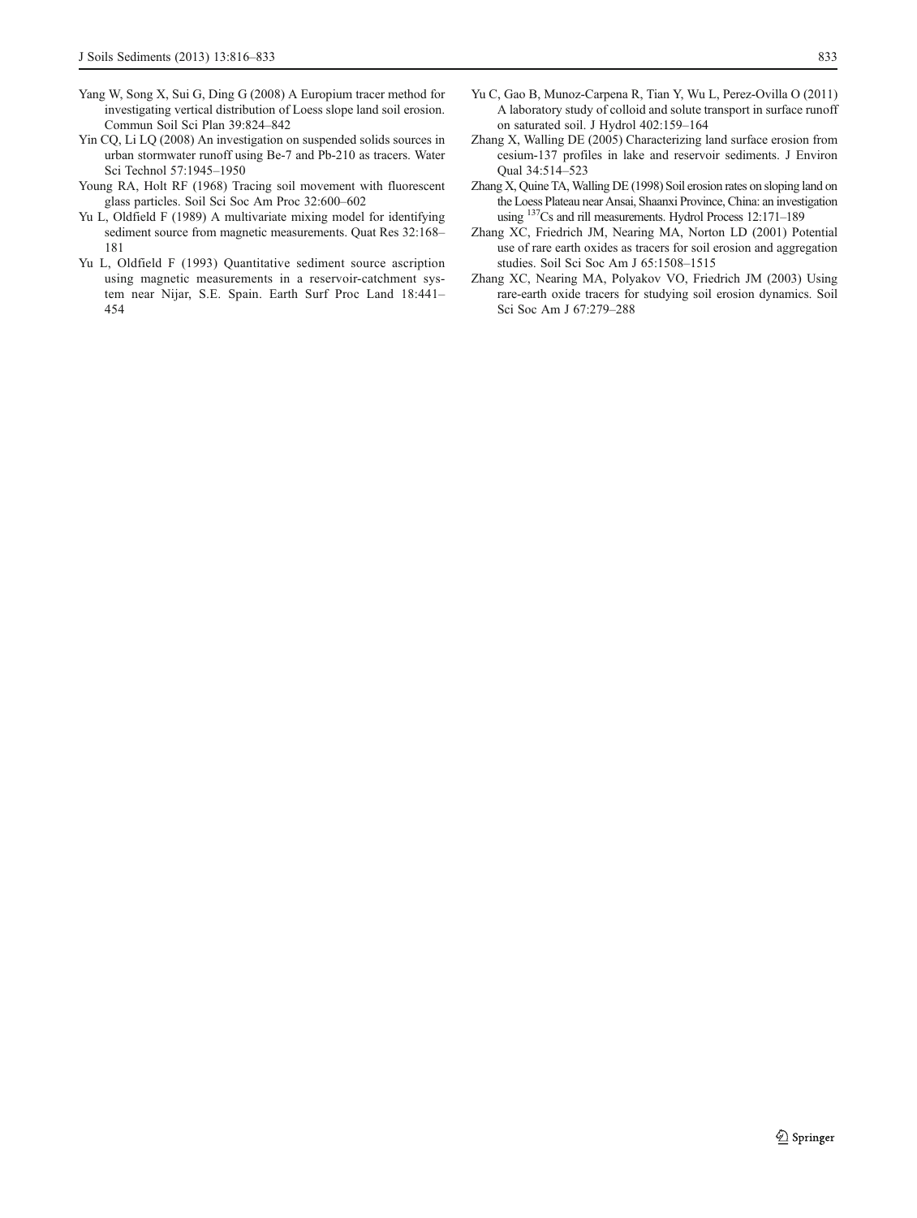Yang W, Song X, Sui G, Ding G (2008) A Europium tracer method for investigating vertical distribution of Loess slope land soil erosion. Commun Soil Sci Plan 39:824–842

Yin CQ, Li LQ (2008) An investigation on suspended solids sources in urban stormwater runoff using Be-7 and Pb-210 as tracers. Water Sci Technol 57:1945–1950

Young RA, Holt RF (1968) Tracing soil movement with fluorescent glass particles. Soil Sci Soc Am Proc 32:600–602

Yu L, Oldfield F (1989) A multivariate mixing model for identifying sediment source from magnetic measurements. Quat Res 32:168–181

Yu L, Oldfield F (1993) Quantitative sediment source ascription using magnetic measurements in a reservoir-catchment system near Nijar, S.E. Spain. Earth Surf Proc Land 18:441–454

Yu C, Gao B, Munoz-Carpena R, Tian Y, Wu L, Perez-Ovilla O (2011) A laboratory study of colloid and solute transport in surface runoff on saturated soil. J Hydrol 402:159–164

Zhang X, Walling DE (2005) Characterizing land surface erosion from cesium-137 profiles in lake and reservoir sediments. J Environ Qual 34:514–523

Zhang X, Quine TA, Walling DE (1998) Soil erosion rates on sloping land on the Loess Plateau near Ansai, Shaanxi Province, China: an investigation using $^{137}$Cs and rill measurements. Hydrol Process 12:171–189

Zhang XC, Friedrich JM, Nearing MA, Norton LD (2001) Potential use of rare earth oxides as tracers for soil erosion and aggregation studies. Soil Sci Soc Am J 65:1508–1515

Zhang XC, Nearing MA, Polyakov VO, Friedrich JM (2003) Using rare-earth oxide tracers for studying soil erosion dynamics. Soil Sci Soc Am J 67:279–288